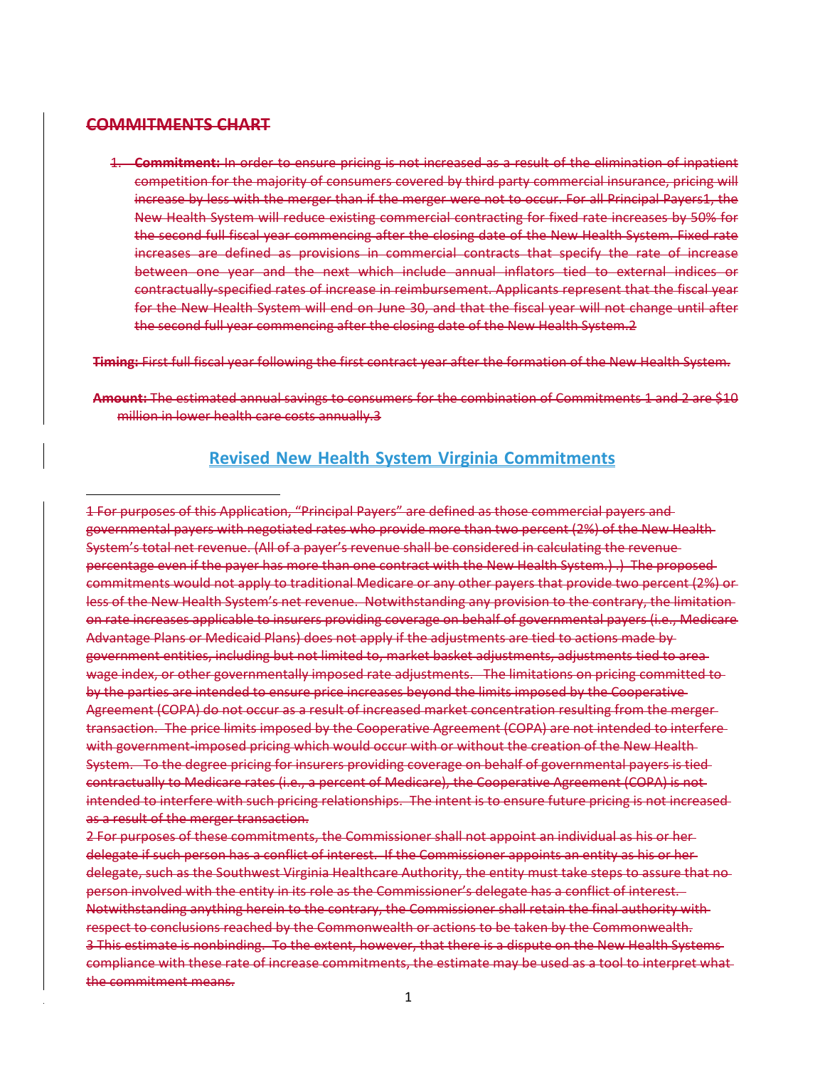~~**COMMITMENTS CHART**~~

1. ~~**Commitment:** In order to ensure pricing is not increased as a result of the elimination of inpatient competition for the majority of consumers covered by third party commercial insurance, pricing will increase by less with the merger than if the merger were not to occur. For all Principal Payers[1], the New Health System will reduce existing commercial contracting for fixed rate increases by 50% for the second full fiscal year commencing after the closing date of the New Health System. Fixed rate increases are defined as provisions in commercial contracts that specify the rate of increase between one year and the next which include annual inflators tied to external indices or contractually-specified rates of increase in reimbursement. Applicants represent that the fiscal year for the New Health System will end on June 30, and that the fiscal year will not change until after the second full year commencing after the closing date of the New Health System.[2]~~

~~**Timing:** First full fiscal year following the first contract year after the formation of the New Health System.~~

~~**Amount:** The estimated annual savings to consumers for the combination of Commitments 1 and 2 are $10 million in lower health care costs annually.[3]~~

## Revised New Health System Virginia Commitments

---

~~1 For purposes of this Application, "Principal Payers" are defined as those commercial payers and governmental payers with negotiated rates who provide more than two percent (2%) of the New Health System's total net revenue. (All of a payer's revenue shall be considered in calculating the revenue percentage even if the payer has more than one contract with the New Health System.) .) The proposed commitments would not apply to traditional Medicare or any other payers that provide two percent (2%) or less of the New Health System's net revenue. Notwithstanding any provision to the contrary, the limitation on rate increases applicable to insurers providing coverage on behalf of governmental payers (i.e., Medicare Advantage Plans or Medicaid Plans) does not apply if the adjustments are tied to actions made by government entities, including but not limited to, market basket adjustments, adjustments tied to area wage index, or other governmentally imposed rate adjustments. The limitations on pricing committed to by the parties are intended to ensure price increases beyond the limits imposed by the Cooperative Agreement (COPA) do not occur as a result of increased market concentration resulting from the merger transaction. The price limits imposed by the Cooperative Agreement (COPA) are not intended to interfere with government-imposed pricing which would occur with or without the creation of the New Health System. To the degree pricing for insurers providing coverage on behalf of governmental payers is tied contractually to Medicare rates (i.e., a percent of Medicare), the Cooperative Agreement (COPA) is not intended to interfere with such pricing relationships. The intent is to ensure future pricing is not increased as a result of the merger transaction.~~

~~2 For purposes of these commitments, the Commissioner shall not appoint an individual as his or her delegate if such person has a conflict of interest. If the Commissioner appoints an entity as his or her delegate, such as the Southwest Virginia Healthcare Authority, the entity must take steps to assure that no person involved with the entity in its role as the Commissioner's delegate has a conflict of interest. Notwithstanding anything herein to the contrary, the Commissioner shall retain the final authority with respect to conclusions reached by the Commonwealth or actions to be taken by the Commonwealth.~~

~~3 This estimate is nonbinding. To the extent, however, that there is a dispute on the New Health Systems compliance with these rate of increase commitments, the estimate may be used as a tool to interpret what the commitment means.~~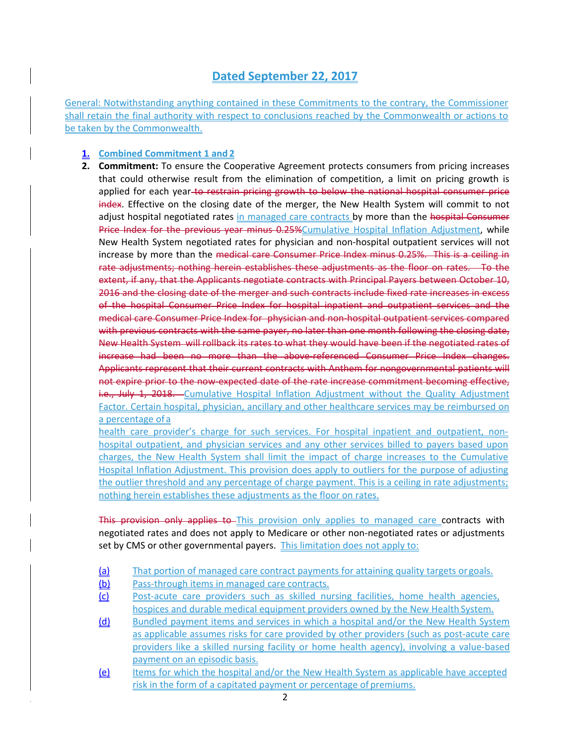## Dated September 22, 2017

General: Notwithstanding anything contained in these Commitments to the contrary, the Commissioner shall retain the final authority with respect to conclusions reached by the Commonwealth or actions to be taken by the Commonwealth.

1. **Combined Commitment 1 and 2**
2. **Commitment:** To ensure the Cooperative Agreement protects consumers from pricing increases that could otherwise result from the elimination of competition, a limit on pricing growth is applied for each year ~~to restrain pricing growth to below the national hospital consumer price index~~. Effective on the closing date of the merger, the New Health System will commit to not adjust hospital negotiated rates in managed care contracts by more than the ~~hospital Consumer Price Index for the previous year minus 0.25%~~Cumulative Hospital Inflation Adjustment, while New Health System negotiated rates for physician and non-hospital outpatient services will not increase by more than the ~~medical care Consumer Price Index minus 0.25%. This is a ceiling in rate adjustments; nothing herein establishes these adjustments as the floor on rates. To the extent, if any, that the Applicants negotiate contracts with Principal Payers between October 10, 2016 and the closing date of the merger and such contracts include fixed rate increases in excess of the hospital Consumer Price Index for hospital inpatient and outpatient services and the medical care Consumer Price Index for physician and non-hospital outpatient services compared with previous contracts with the same payer, no later than one month following the closing date, New Health System will rollback its rates to what they would have been if the negotiated rates of increase had been no more than the above-referenced Consumer Price Index changes. Applicants represent that their current contracts with Anthem for nongovernmental patients will not expire prior to the now-expected date of the rate increase commitment becoming effective, i.e., July 1, 2018.~~ Cumulative Hospital Inflation Adjustment without the Quality Adjustment Factor. Certain hospital, physician, ancillary and other healthcare services may be reimbursed on a percentage of a health care provider's charge for such services. For hospital inpatient and outpatient, non-hospital outpatient, and physician services and any other services billed to payers based upon charges, the New Health System shall limit the impact of charge increases to the Cumulative Hospital Inflation Adjustment. This provision does apply to outliers for the purpose of adjusting the outlier threshold and any percentage of charge payment. This is a ceiling in rate adjustments; nothing herein establishes these adjustments as the floor on rates.

   ~~This provision only applies to~~ This provision only applies to managed care contracts with negotiated rates and does not apply to Medicare or other non-negotiated rates or adjustments set by CMS or other governmental payers. This limitation does not apply to:

   (a) That portion of managed care contract payments for attaining quality targets or goals.
   
   (b) Pass-through items in managed care contracts.
   
   (c) Post-acute care providers such as skilled nursing facilities, home health agencies, hospices and durable medical equipment providers owned by the New Health System.
   
   (d) Bundled payment items and services in which a hospital and/or the New Health System as applicable assumes risks for care provided by other providers (such as post-acute care providers like a skilled nursing facility or home health agency), involving a value-based payment on an episodic basis.
   
   (e) Items for which the hospital and/or the New Health System as applicable have accepted risk in the form of a capitated payment or percentage of premiums.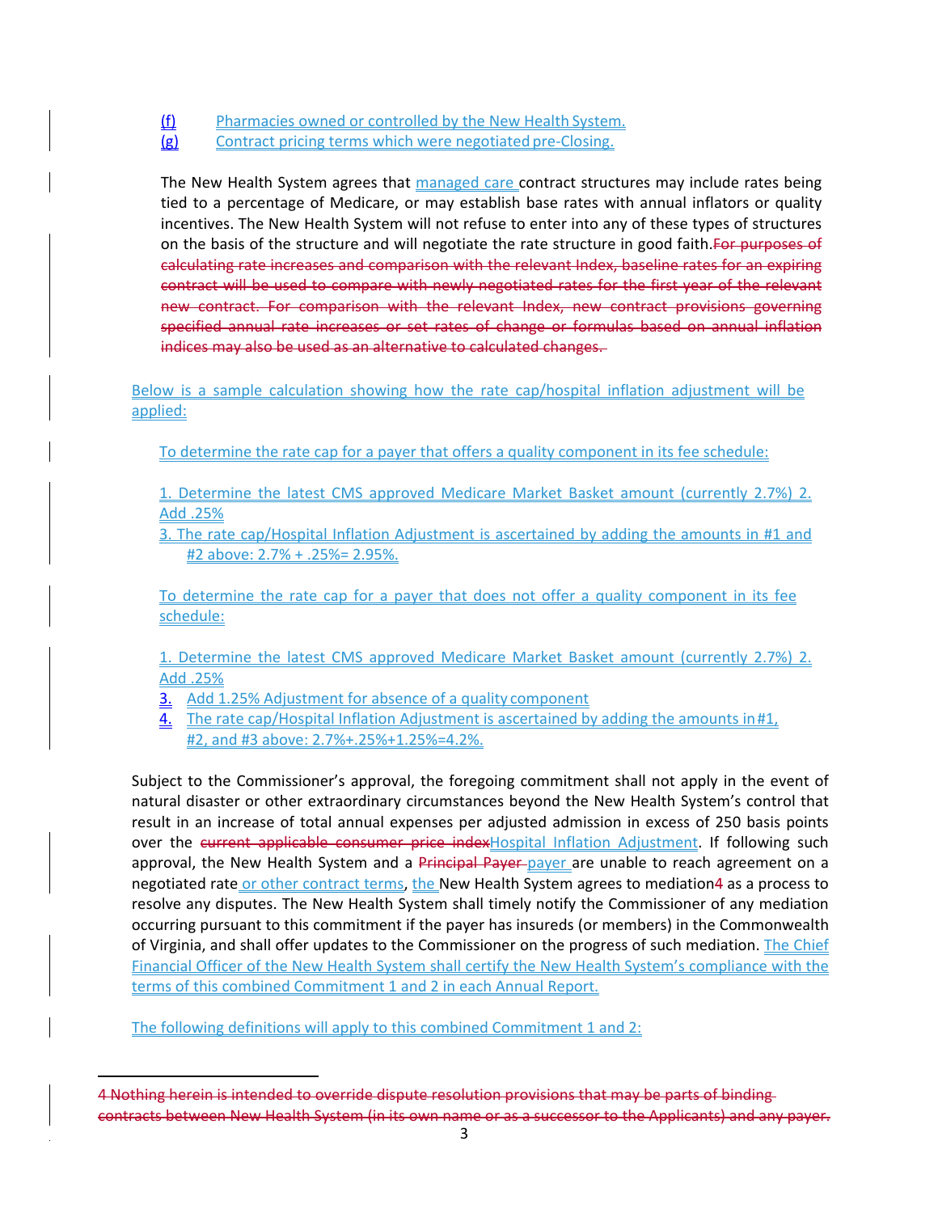(f) Pharmacies owned or controlled by the New Health System.

(g) Contract pricing terms which were negotiated pre-Closing.

The New Health System agrees that managed care contract structures may include rates being tied to a percentage of Medicare, or may establish base rates with annual inflators or quality incentives. The New Health System will not refuse to enter into any of these types of structures on the basis of the structure and will negotiate the rate structure in good faith.~~For purposes of calculating rate increases and comparison with the relevant Index, baseline rates for an expiring contract will be used to compare with newly negotiated rates for the first year of the relevant new contract. For comparison with the relevant Index, new contract provisions governing specified annual rate increases or set rates of change or formulas based on annual inflation indices may also be used as an alternative to calculated changes.~~

Below is a sample calculation showing how the rate cap/hospital inflation adjustment will be applied:

To determine the rate cap for a payer that offers a quality component in its fee schedule:

1. Determine the latest CMS approved Medicare Market Basket amount (currently 2.7%) 2. Add .25%
3. The rate cap/Hospital Inflation Adjustment is ascertained by adding the amounts in #1 and #2 above: 2.7% + .25%= 2.95%.

To determine the rate cap for a payer that does not offer a quality component in its fee schedule:

1. Determine the latest CMS approved Medicare Market Basket amount (currently 2.7%) 2. Add .25%
3. Add 1.25% Adjustment for absence of a quality component
4. The rate cap/Hospital Inflation Adjustment is ascertained by adding the amounts in #1, #2, and #3 above: 2.7%+.25%+1.25%=4.2%.

Subject to the Commissioner's approval, the foregoing commitment shall not apply in the event of natural disaster or other extraordinary circumstances beyond the New Health System's control that result in an increase of total annual expenses per adjusted admission in excess of 250 basis points over the ~~current applicable consumer price index~~Hospital Inflation Adjustment. If following such approval, the New Health System and a ~~Principal Payer~~ payer are unable to reach agreement on a negotiated rate or other contract terms, the New Health System agrees to mediation~~4~~ as a process to resolve any disputes. The New Health System shall timely notify the Commissioner of any mediation occurring pursuant to this commitment if the payer has insureds (or members) in the Commonwealth of Virginia, and shall offer updates to the Commissioner on the progress of such mediation. The Chief Financial Officer of the New Health System shall certify the New Health System's compliance with the terms of this combined Commitment 1 and 2 in each Annual Report.

The following definitions will apply to this combined Commitment 1 and 2:

~~4 Nothing herein is intended to override dispute resolution provisions that may be parts of binding contracts between New Health System (in its own name or as a successor to the Applicants) and any payer.~~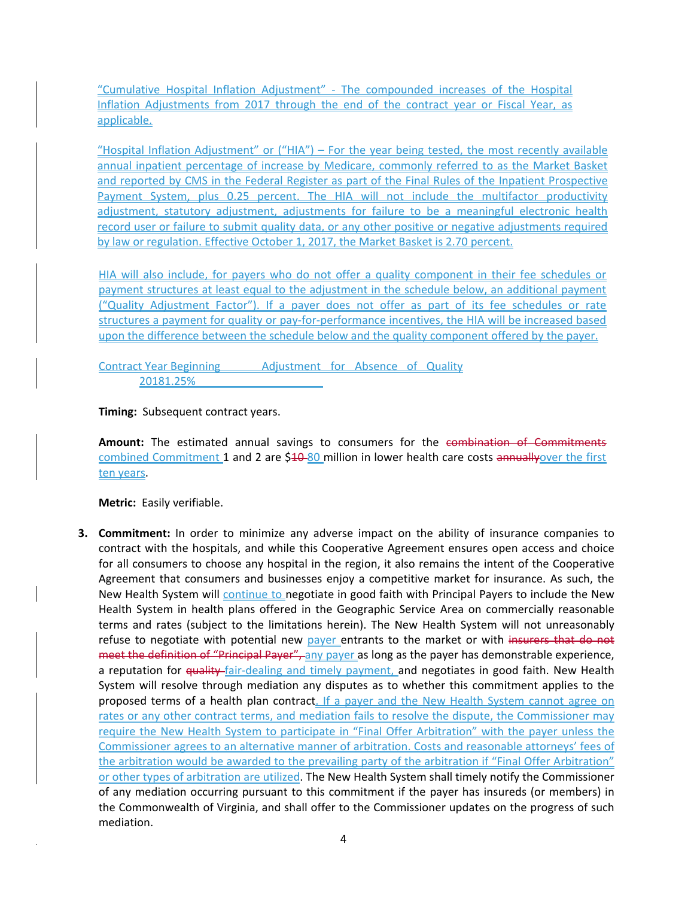"Cumulative Hospital Inflation Adjustment" - The compounded increases of the Hospital Inflation Adjustments from 2017 through the end of the contract year or Fiscal Year, as applicable.

"Hospital Inflation Adjustment" or ("HIA") – For the year being tested, the most recently available annual inpatient percentage of increase by Medicare, commonly referred to as the Market Basket and reported by CMS in the Federal Register as part of the Final Rules of the Inpatient Prospective Payment System, plus 0.25 percent. The HIA will not include the multifactor productivity adjustment, statutory adjustment, adjustments for failure to be a meaningful electronic health record user or failure to submit quality data, or any other positive or negative adjustments required by law or regulation. Effective October 1, 2017, the Market Basket is 2.70 percent.

HIA will also include, for payers who do not offer a quality component in their fee schedules or payment structures at least equal to the adjustment in the schedule below, an additional payment ("Quality Adjustment Factor"). If a payer does not offer as part of its fee schedules or rate structures a payment for quality or pay-for-performance incentives, the HIA will be increased based upon the difference between the schedule below and the quality component offered by the payer.

| Contract Year Beginning | Adjustment for Absence of Quality |
|---|---|
| 2018 | 1.25% |

**Timing:** Subsequent contract years.

**Amount:** The estimated annual savings to consumers for the ~~combination of Commitments~~ combined Commitment 1 and 2 are $~~10~~ 80 million in lower health care costs ~~annually~~over the first ten years.

**Metric:** Easily verifiable.

3. **Commitment:** In order to minimize any adverse impact on the ability of insurance companies to contract with the hospitals, and while this Cooperative Agreement ensures open access and choice for all consumers to choose any hospital in the region, it also remains the intent of the Cooperative Agreement that consumers and businesses enjoy a competitive market for insurance. As such, the New Health System will continue to negotiate in good faith with Principal Payers to include the New Health System in health plans offered in the Geographic Service Area on commercially reasonable terms and rates (subject to the limitations herein). The New Health System will not unreasonably refuse to negotiate with potential new payer entrants to the market or with ~~insurers that do not meet the definition of "Principal Payer",~~ any payer as long as the payer has demonstrable experience, a reputation for ~~quality~~ fair-dealing and timely payment, and negotiates in good faith. New Health System will resolve through mediation any disputes as to whether this commitment applies to the proposed terms of a health plan contract. If a payer and the New Health System cannot agree on rates or any other contract terms, and mediation fails to resolve the dispute, the Commissioner may require the New Health System to participate in "Final Offer Arbitration" with the payer unless the Commissioner agrees to an alternative manner of arbitration. Costs and reasonable attorneys' fees of the arbitration would be awarded to the prevailing party of the arbitration if "Final Offer Arbitration" or other types of arbitration are utilized. The New Health System shall timely notify the Commissioner of any mediation occurring pursuant to this commitment if the payer has insureds (or members) in the Commonwealth of Virginia, and shall offer to the Commissioner updates on the progress of such mediation.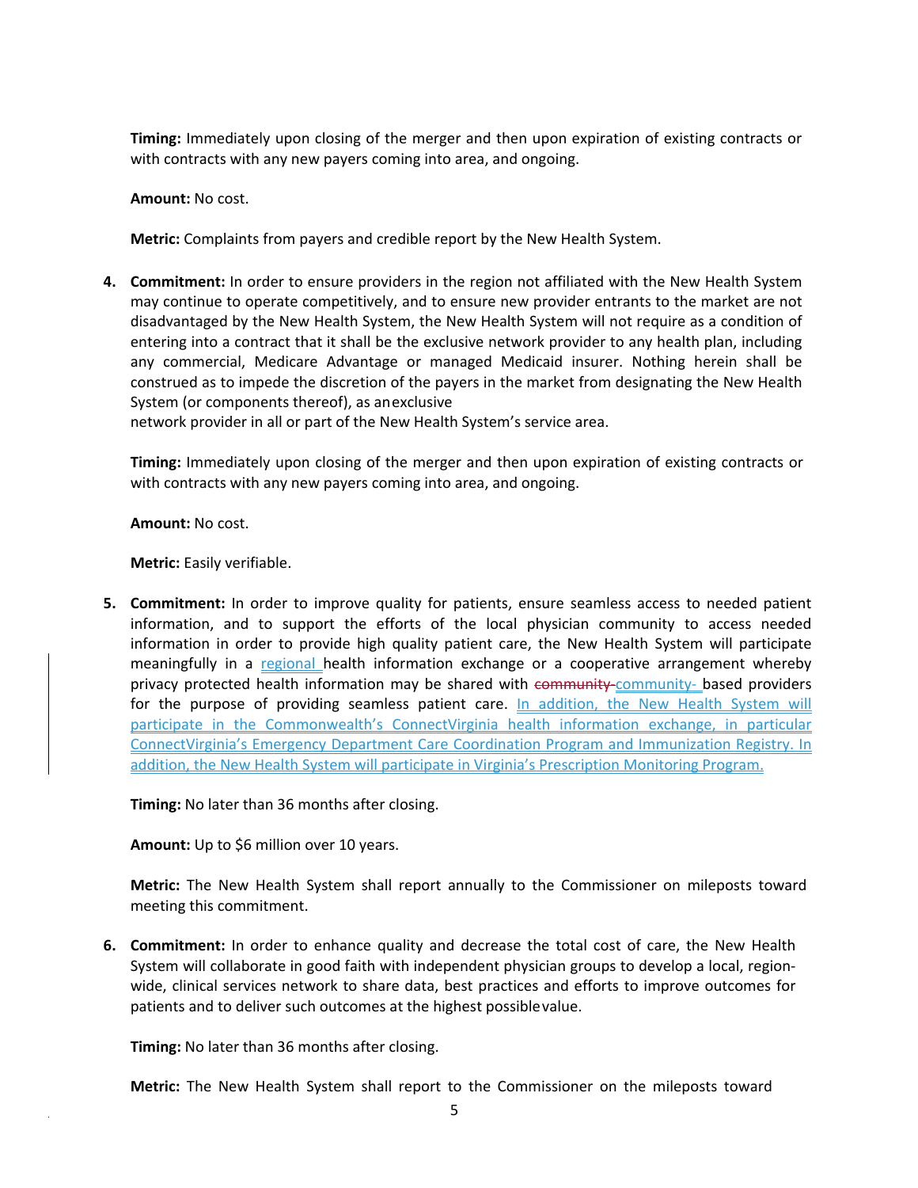**Timing:** Immediately upon closing of the merger and then upon expiration of existing contracts or with contracts with any new payers coming into area, and ongoing.

**Amount:** No cost.

**Metric:** Complaints from payers and credible report by the New Health System.

4. **Commitment:** In order to ensure providers in the region not affiliated with the New Health System may continue to operate competitively, and to ensure new provider entrants to the market are not disadvantaged by the New Health System, the New Health System will not require as a condition of entering into a contract that it shall be the exclusive network provider to any health plan, including any commercial, Medicare Advantage or managed Medicaid insurer. Nothing herein shall be construed as to impede the discretion of the payers in the market from designating the New Health System (or components thereof), as an exclusive network provider in all or part of the New Health System's service area.

   **Timing:** Immediately upon closing of the merger and then upon expiration of existing contracts or with contracts with any new payers coming into area, and ongoing.

   **Amount:** No cost.

   **Metric:** Easily verifiable.

5. **Commitment:** In order to improve quality for patients, ensure seamless access to needed patient information, and to support the efforts of the local physician community to access needed information in order to provide high quality patient care, the New Health System will participate meaningfully in a regional health information exchange or a cooperative arrangement whereby privacy protected health information may be shared with ~~community~~ community- based providers for the purpose of providing seamless patient care. In addition, the New Health System will participate in the Commonwealth's ConnectVirginia health information exchange, in particular ConnectVirginia's Emergency Department Care Coordination Program and Immunization Registry. In addition, the New Health System will participate in Virginia's Prescription Monitoring Program.

   **Timing:** No later than 36 months after closing.

   **Amount:** Up to $6 million over 10 years.

   **Metric:** The New Health System shall report annually to the Commissioner on mileposts toward meeting this commitment.

6. **Commitment:** In order to enhance quality and decrease the total cost of care, the New Health System will collaborate in good faith with independent physician groups to develop a local, region-wide, clinical services network to share data, best practices and efforts to improve outcomes for patients and to deliver such outcomes at the highest possible value.

   **Timing:** No later than 36 months after closing.

   **Metric:** The New Health System shall report to the Commissioner on the mileposts toward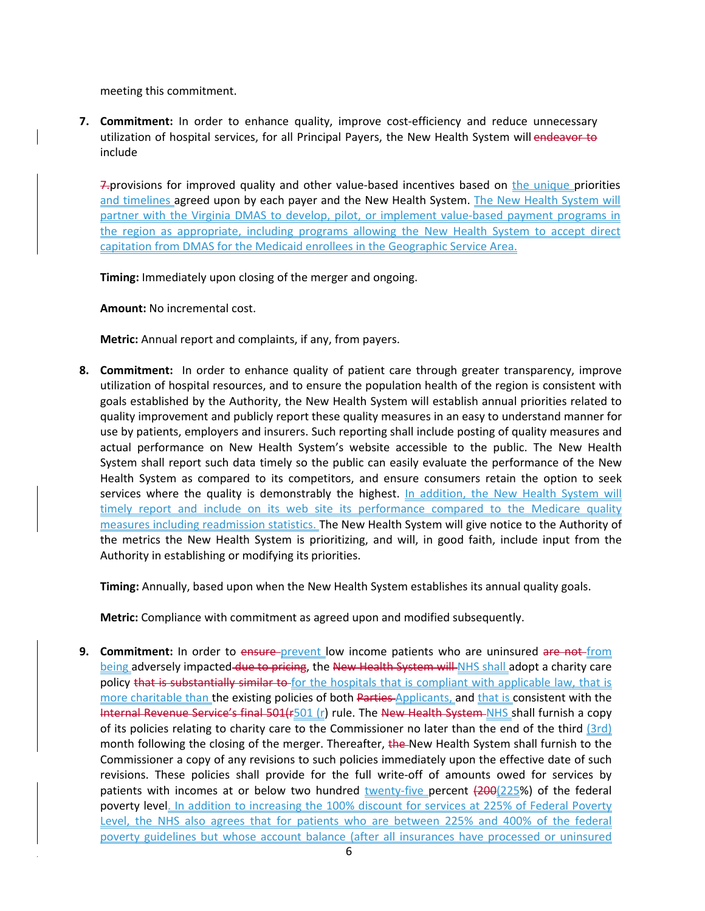meeting this commitment.

7. **Commitment:** In order to enhance quality, improve cost-efficiency and reduce unnecessary utilization of hospital services, for all Principal Payers, the New Health System will ~~endeavor to~~ include

   ~~7.~~provisions for improved quality and other value-based incentives based on the unique priorities and timelines agreed upon by each payer and the New Health System. The New Health System will partner with the Virginia DMAS to develop, pilot, or implement value-based payment programs in the region as appropriate, including programs allowing the New Health System to accept direct capitation from DMAS for the Medicaid enrollees in the Geographic Service Area.

   **Timing:** Immediately upon closing of the merger and ongoing.

   **Amount:** No incremental cost.

   **Metric:** Annual report and complaints, if any, from payers.

8. **Commitment:** In order to enhance quality of patient care through greater transparency, improve utilization of hospital resources, and to ensure the population health of the region is consistent with goals established by the Authority, the New Health System will establish annual priorities related to quality improvement and publicly report these quality measures in an easy to understand manner for use by patients, employers and insurers. Such reporting shall include posting of quality measures and actual performance on New Health System's website accessible to the public. The New Health System shall report such data timely so the public can easily evaluate the performance of the New Health System as compared to its competitors, and ensure consumers retain the option to seek services where the quality is demonstrably the highest. In addition, the New Health System will timely report and include on its web site its performance compared to the Medicare quality measures including readmission statistics. The New Health System will give notice to the Authority of the metrics the New Health System is prioritizing, and will, in good faith, include input from the Authority in establishing or modifying its priorities.

   **Timing:** Annually, based upon when the New Health System establishes its annual quality goals.

   **Metric:** Compliance with commitment as agreed upon and modified subsequently.

9. **Commitment:** In order to ~~ensure~~ prevent low income patients who are uninsured ~~are not~~ from being adversely impacted ~~due to pricing~~, the ~~New Health System will~~ NHS shall adopt a charity care policy ~~that is substantially similar to~~ for the hospitals that is compliant with applicable law, that is more charitable than the existing policies of both ~~Parties~~ Applicants, and that is consistent with the ~~Internal Revenue Service's final 501(r~~501 (r) rule. The ~~New Health System~~ NHS shall furnish a copy of its policies relating to charity care to the Commissioner no later than the end of the third (3rd) month following the closing of the merger. Thereafter, ~~the~~ New Health System shall furnish to the Commissioner a copy of any revisions to such policies immediately upon the effective date of such revisions. These policies shall provide for the full write-off of amounts owed for services by patients with incomes at or below two hundred twenty-five percent ~~(200~~(225%) of the federal poverty level. In addition to increasing the 100% discount for services at 225% of Federal Poverty Level, the NHS also agrees that for patients who are between 225% and 400% of the federal poverty guidelines but whose account balance (after all insurances have processed or uninsured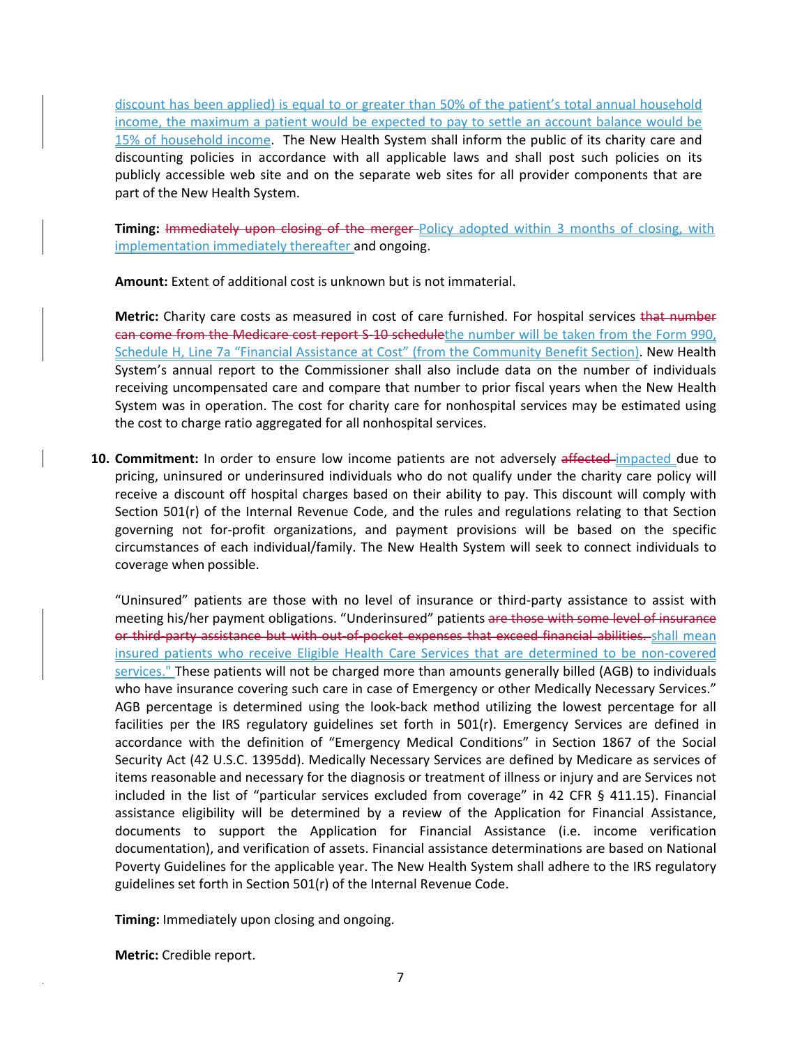discount has been applied) is equal to or greater than 50% of the patient's total annual household income, the maximum a patient would be expected to pay to settle an account balance would be 15% of household income. The New Health System shall inform the public of its charity care and discounting policies in accordance with all applicable laws and shall post such policies on its publicly accessible web site and on the separate web sites for all provider components that are part of the New Health System.

**Timing:** ~~Immediately upon closing of the merger~~ Policy adopted within 3 months of closing, with implementation immediately thereafter and ongoing.

**Amount:** Extent of additional cost is unknown but is not immaterial.

**Metric:** Charity care costs as measured in cost of care furnished. For hospital services ~~that number can come from the Medicare cost report S-10 schedule~~the number will be taken from the Form 990, Schedule H, Line 7a "Financial Assistance at Cost" (from the Community Benefit Section). New Health System's annual report to the Commissioner shall also include data on the number of individuals receiving uncompensated care and compare that number to prior fiscal years when the New Health System was in operation. The cost for charity care for nonhospital services may be estimated using the cost to charge ratio aggregated for all nonhospital services.

10. **Commitment:** In order to ensure low income patients are not adversely ~~affected~~ impacted due to pricing, uninsured or underinsured individuals who do not qualify under the charity care policy will receive a discount off hospital charges based on their ability to pay. This discount will comply with Section 501(r) of the Internal Revenue Code, and the rules and regulations relating to that Section governing not for-profit organizations, and payment provisions will be based on the specific circumstances of each individual/family. The New Health System will seek to connect individuals to coverage when possible.

    "Uninsured" patients are those with no level of insurance or third-party assistance to assist with meeting his/her payment obligations. "Underinsured" patients ~~are those with some level of insurance or third-party assistance but with out-of-pocket expenses that exceed financial abilities.~~ shall mean insured patients who receive Eligible Health Care Services that are determined to be non-covered services." These patients will not be charged more than amounts generally billed (AGB) to individuals who have insurance covering such care in case of Emergency or other Medically Necessary Services." AGB percentage is determined using the look-back method utilizing the lowest percentage for all facilities per the IRS regulatory guidelines set forth in 501(r). Emergency Services are defined in accordance with the definition of "Emergency Medical Conditions" in Section 1867 of the Social Security Act (42 U.S.C. 1395dd). Medically Necessary Services are defined by Medicare as services of items reasonable and necessary for the diagnosis or treatment of illness or injury and are Services not included in the list of "particular services excluded from coverage" in 42 CFR § 411.15). Financial assistance eligibility will be determined by a review of the Application for Financial Assistance, documents to support the Application for Financial Assistance (i.e. income verification documentation), and verification of assets. Financial assistance determinations are based on National Poverty Guidelines for the applicable year. The New Health System shall adhere to the IRS regulatory guidelines set forth in Section 501(r) of the Internal Revenue Code.

    **Timing:** Immediately upon closing and ongoing.

    **Metric:** Credible report.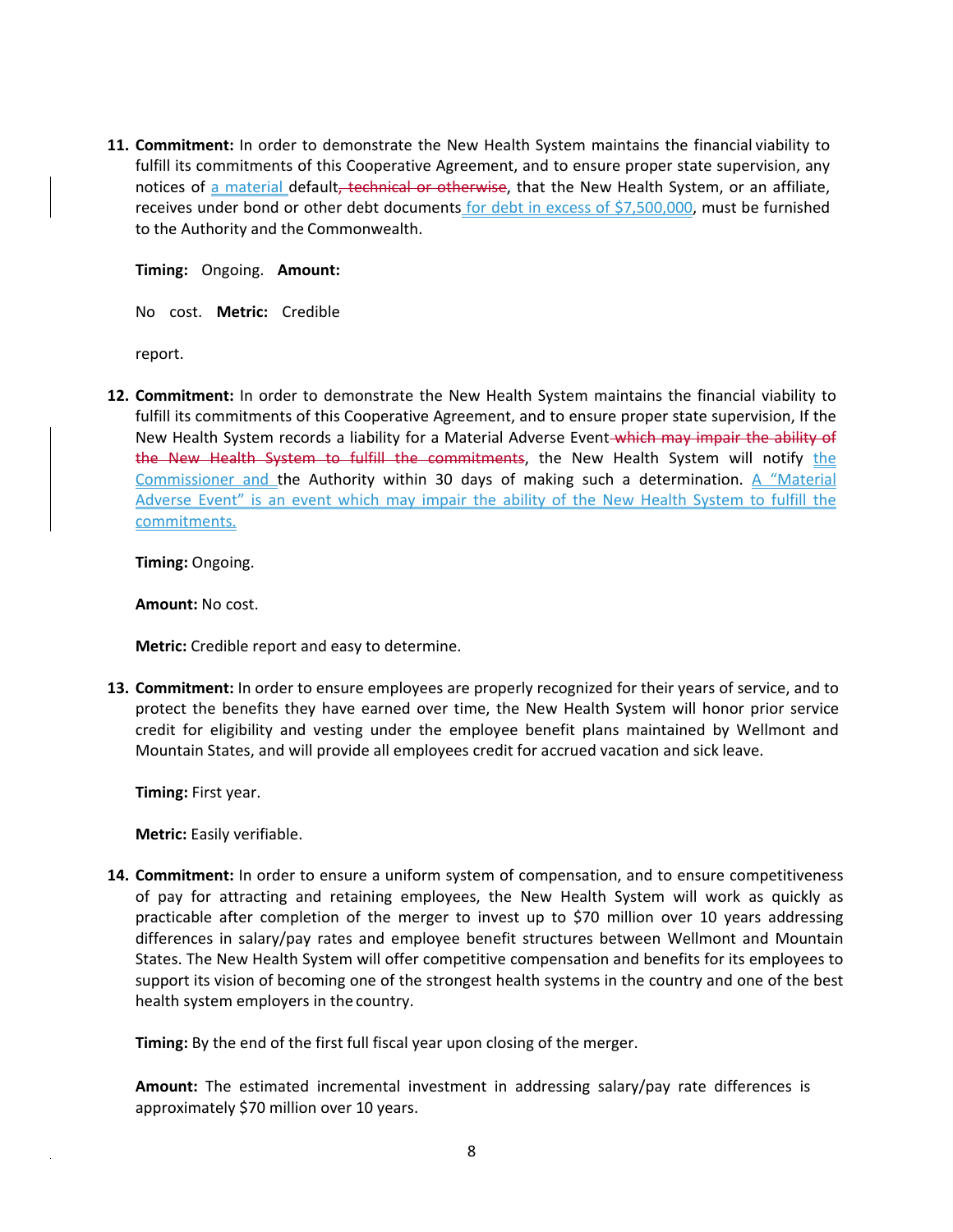11. **Commitment:** In order to demonstrate the New Health System maintains the financial viability to fulfill its commitments of this Cooperative Agreement, and to ensure proper state supervision, any notices of a material default~~, technical or otherwise~~, that the New Health System, or an affiliate, receives under bond or other debt documents for debt in excess of $7,500,000, must be furnished to the Authority and the Commonwealth.

    **Timing:** Ongoing. **Amount:**

    No cost. **Metric:** Credible

    report.

12. **Commitment:** In order to demonstrate the New Health System maintains the financial viability to fulfill its commitments of this Cooperative Agreement, and to ensure proper state supervision, If the New Health System records a liability for a Material Adverse Event ~~which may impair the ability of the New Health System to fulfill the commitments~~, the New Health System will notify the Commissioner and the Authority within 30 days of making such a determination. A "Material Adverse Event" is an event which may impair the ability of the New Health System to fulfill the commitments.

    **Timing:** Ongoing.

    **Amount:** No cost.

    **Metric:** Credible report and easy to determine.

13. **Commitment:** In order to ensure employees are properly recognized for their years of service, and to protect the benefits they have earned over time, the New Health System will honor prior service credit for eligibility and vesting under the employee benefit plans maintained by Wellmont and Mountain States, and will provide all employees credit for accrued vacation and sick leave.

    **Timing:** First year.

    **Metric:** Easily verifiable.

14. **Commitment:** In order to ensure a uniform system of compensation, and to ensure competitiveness of pay for attracting and retaining employees, the New Health System will work as quickly as practicable after completion of the merger to invest up to $70 million over 10 years addressing differences in salary/pay rates and employee benefit structures between Wellmont and Mountain States. The New Health System will offer competitive compensation and benefits for its employees to support its vision of becoming one of the strongest health systems in the country and one of the best health system employers in the country.

    **Timing:** By the end of the first full fiscal year upon closing of the merger.

    **Amount:** The estimated incremental investment in addressing salary/pay rate differences is approximately $70 million over 10 years.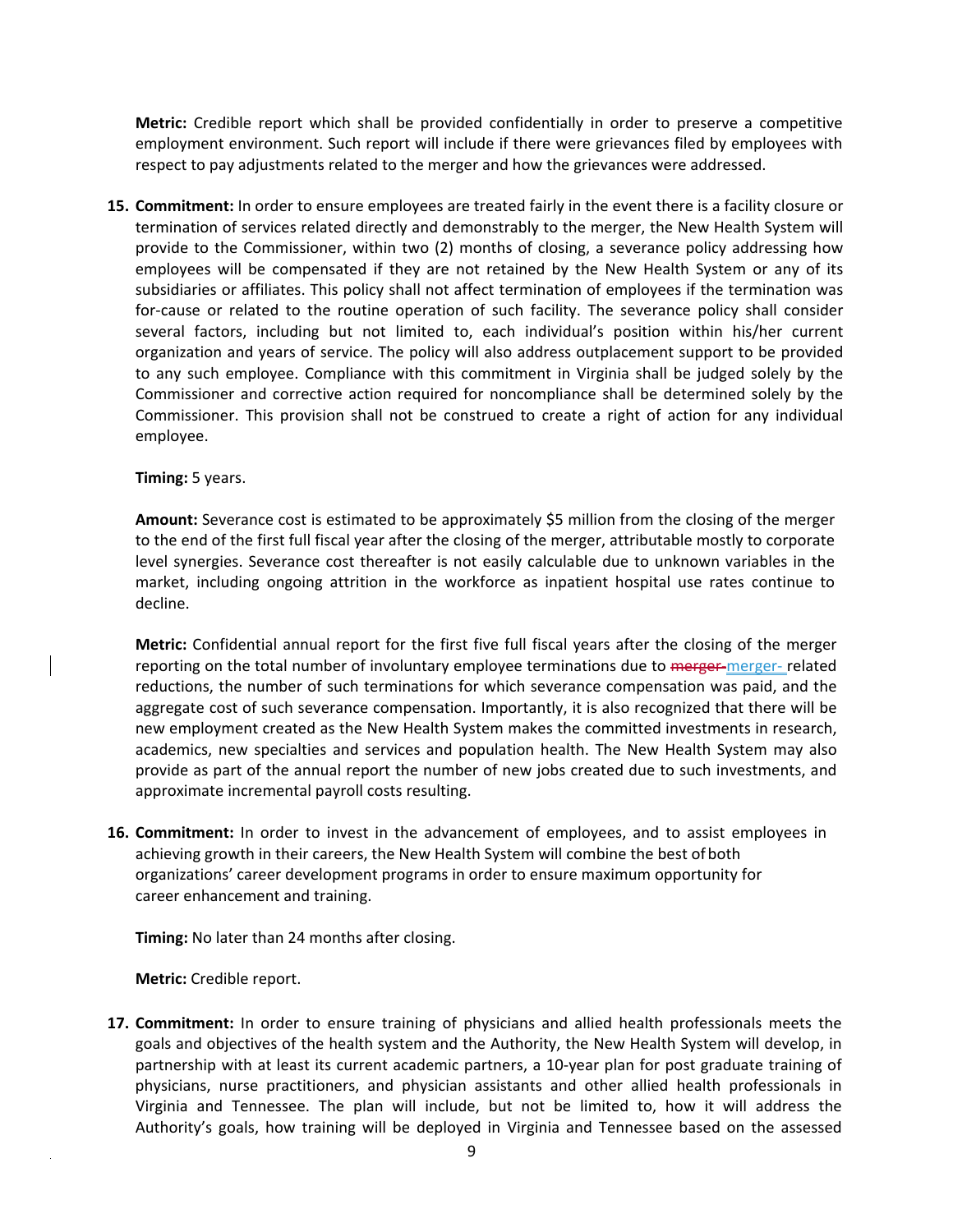**Metric:** Credible report which shall be provided confidentially in order to preserve a competitive employment environment. Such report will include if there were grievances filed by employees with respect to pay adjustments related to the merger and how the grievances were addressed.

15. **Commitment:** In order to ensure employees are treated fairly in the event there is a facility closure or termination of services related directly and demonstrably to the merger, the New Health System will provide to the Commissioner, within two (2) months of closing, a severance policy addressing how employees will be compensated if they are not retained by the New Health System or any of its subsidiaries or affiliates. This policy shall not affect termination of employees if the termination was for-cause or related to the routine operation of such facility. The severance policy shall consider several factors, including but not limited to, each individual's position within his/her current organization and years of service. The policy will also address outplacement support to be provided to any such employee. Compliance with this commitment in Virginia shall be judged solely by the Commissioner and corrective action required for noncompliance shall be determined solely by the Commissioner. This provision shall not be construed to create a right of action for any individual employee.

    **Timing:** 5 years.

    **Amount:** Severance cost is estimated to be approximately $5 million from the closing of the merger to the end of the first full fiscal year after the closing of the merger, attributable mostly to corporate level synergies. Severance cost thereafter is not easily calculable due to unknown variables in the market, including ongoing attrition in the workforce as inpatient hospital use rates continue to decline.

    **Metric:** Confidential annual report for the first five full fiscal years after the closing of the merger reporting on the total number of involuntary employee terminations due to ~~merger~~ merger- related reductions, the number of such terminations for which severance compensation was paid, and the aggregate cost of such severance compensation. Importantly, it is also recognized that there will be new employment created as the New Health System makes the committed investments in research, academics, new specialties and services and population health. The New Health System may also provide as part of the annual report the number of new jobs created due to such investments, and approximate incremental payroll costs resulting.

16. **Commitment:** In order to invest in the advancement of employees, and to assist employees in achieving growth in their careers, the New Health System will combine the best of both organizations' career development programs in order to ensure maximum opportunity for career enhancement and training.

    **Timing:** No later than 24 months after closing.

    **Metric:** Credible report.

17. **Commitment:** In order to ensure training of physicians and allied health professionals meets the goals and objectives of the health system and the Authority, the New Health System will develop, in partnership with at least its current academic partners, a 10-year plan for post graduate training of physicians, nurse practitioners, and physician assistants and other allied health professionals in Virginia and Tennessee. The plan will include, but not be limited to, how it will address the Authority's goals, how training will be deployed in Virginia and Tennessee based on the assessed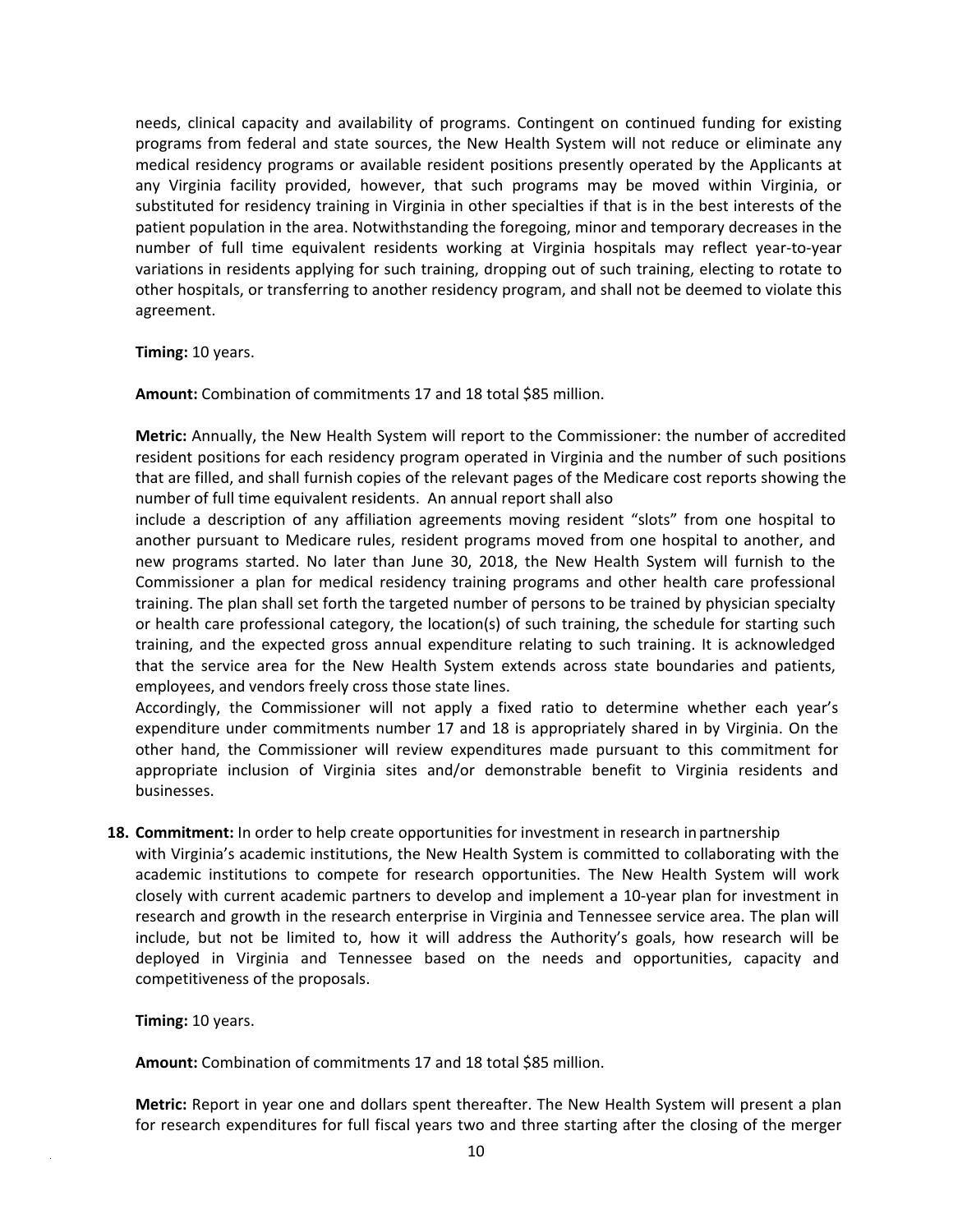needs, clinical capacity and availability of programs. Contingent on continued funding for existing programs from federal and state sources, the New Health System will not reduce or eliminate any medical residency programs or available resident positions presently operated by the Applicants at any Virginia facility provided, however, that such programs may be moved within Virginia, or substituted for residency training in Virginia in other specialties if that is in the best interests of the patient population in the area. Notwithstanding the foregoing, minor and temporary decreases in the number of full time equivalent residents working at Virginia hospitals may reflect year-to-year variations in residents applying for such training, dropping out of such training, electing to rotate to other hospitals, or transferring to another residency program, and shall not be deemed to violate this agreement.

**Timing:** 10 years.

**Amount:** Combination of commitments 17 and 18 total $85 million.

**Metric:** Annually, the New Health System will report to the Commissioner: the number of accredited resident positions for each residency program operated in Virginia and the number of such positions that are filled, and shall furnish copies of the relevant pages of the Medicare cost reports showing the number of full time equivalent residents. An annual report shall also include a description of any affiliation agreements moving resident "slots" from one hospital to another pursuant to Medicare rules, resident programs moved from one hospital to another, and new programs started. No later than June 30, 2018, the New Health System will furnish to the Commissioner a plan for medical residency training programs and other health care professional training. The plan shall set forth the targeted number of persons to be trained by physician specialty or health care professional category, the location(s) of such training, the schedule for starting such training, and the expected gross annual expenditure relating to such training. It is acknowledged that the service area for the New Health System extends across state boundaries and patients, employees, and vendors freely cross those state lines.
Accordingly, the Commissioner will not apply a fixed ratio to determine whether each year's expenditure under commitments number 17 and 18 is appropriately shared in by Virginia. On the other hand, the Commissioner will review expenditures made pursuant to this commitment for appropriate inclusion of Virginia sites and/or demonstrable benefit to Virginia residents and businesses.

18. **Commitment:** In order to help create opportunities for investment in research in partnership with Virginia's academic institutions, the New Health System is committed to collaborating with the academic institutions to compete for research opportunities. The New Health System will work closely with current academic partners to develop and implement a 10-year plan for investment in research and growth in the research enterprise in Virginia and Tennessee service area. The plan will include, but not be limited to, how it will address the Authority's goals, how research will be deployed in Virginia and Tennessee based on the needs and opportunities, capacity and competitiveness of the proposals.

    **Timing:** 10 years.

    **Amount:** Combination of commitments 17 and 18 total $85 million.

    **Metric:** Report in year one and dollars spent thereafter. The New Health System will present a plan for research expenditures for full fiscal years two and three starting after the closing of the merger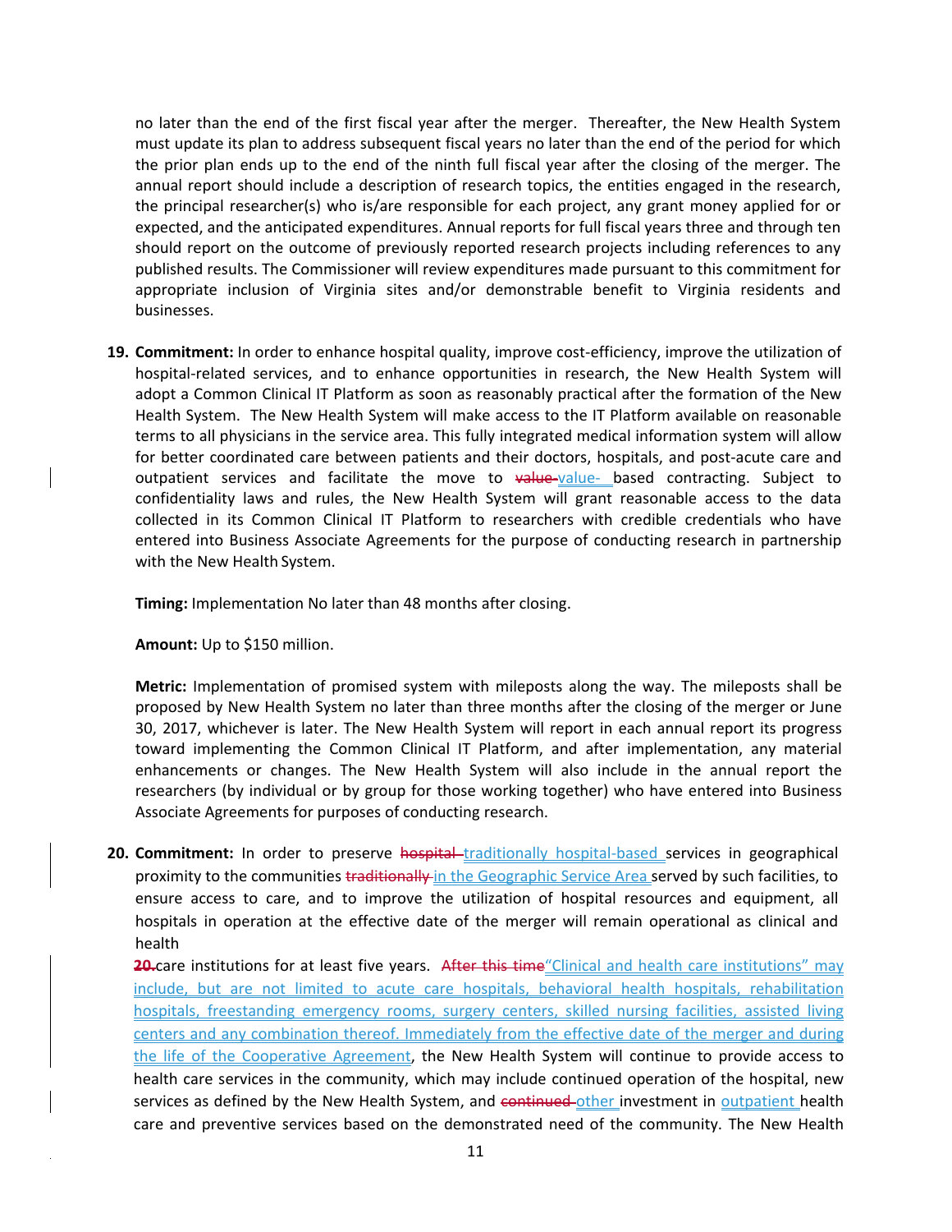no later than the end of the first fiscal year after the merger. Thereafter, the New Health System must update its plan to address subsequent fiscal years no later than the end of the period for which the prior plan ends up to the end of the ninth full fiscal year after the closing of the merger. The annual report should include a description of research topics, the entities engaged in the research, the principal researcher(s) who is/are responsible for each project, any grant money applied for or expected, and the anticipated expenditures. Annual reports for full fiscal years three and through ten should report on the outcome of previously reported research projects including references to any published results. The Commissioner will review expenditures made pursuant to this commitment for appropriate inclusion of Virginia sites and/or demonstrable benefit to Virginia residents and businesses.

19. **Commitment:** In order to enhance hospital quality, improve cost-efficiency, improve the utilization of hospital-related services, and to enhance opportunities in research, the New Health System will adopt a Common Clinical IT Platform as soon as reasonably practical after the formation of the New Health System. The New Health System will make access to the IT Platform available on reasonable terms to all physicians in the service area. This fully integrated medical information system will allow for better coordinated care between patients and their doctors, hospitals, and post-acute care and outpatient services and facilitate the move to ~~value-~~value- based contracting. Subject to confidentiality laws and rules, the New Health System will grant reasonable access to the data collected in its Common Clinical IT Platform to researchers with credible credentials who have entered into Business Associate Agreements for the purpose of conducting research in partnership with the New Health System.

    **Timing:** Implementation No later than 48 months after closing.

    **Amount:** Up to $150 million.

    **Metric:** Implementation of promised system with mileposts along the way. The mileposts shall be proposed by New Health System no later than three months after the closing of the merger or June 30, 2017, whichever is later. The New Health System will report in each annual report its progress toward implementing the Common Clinical IT Platform, and after implementation, any material enhancements or changes. The New Health System will also include in the annual report the researchers (by individual or by group for those working together) who have entered into Business Associate Agreements for purposes of conducting research.

20. **Commitment:** In order to preserve ~~hospital~~ traditionally hospital-based services in geographical proximity to the communities ~~traditionally~~ in the Geographic Service Area served by such facilities, to ensure access to care, and to improve the utilization of hospital resources and equipment, all hospitals in operation at the effective date of the merger will remain operational as clinical and health

    ~~**20.**~~care institutions for at least five years. ~~After this time~~"Clinical and health care institutions" may include, but are not limited to acute care hospitals, behavioral health hospitals, rehabilitation hospitals, freestanding emergency rooms, surgery centers, skilled nursing facilities, assisted living centers and any combination thereof. Immediately from the effective date of the merger and during the life of the Cooperative Agreement, the New Health System will continue to provide access to health care services in the community, which may include continued operation of the hospital, new services as defined by the New Health System, and ~~continued~~ other investment in outpatient health care and preventive services based on the demonstrated need of the community. The New Health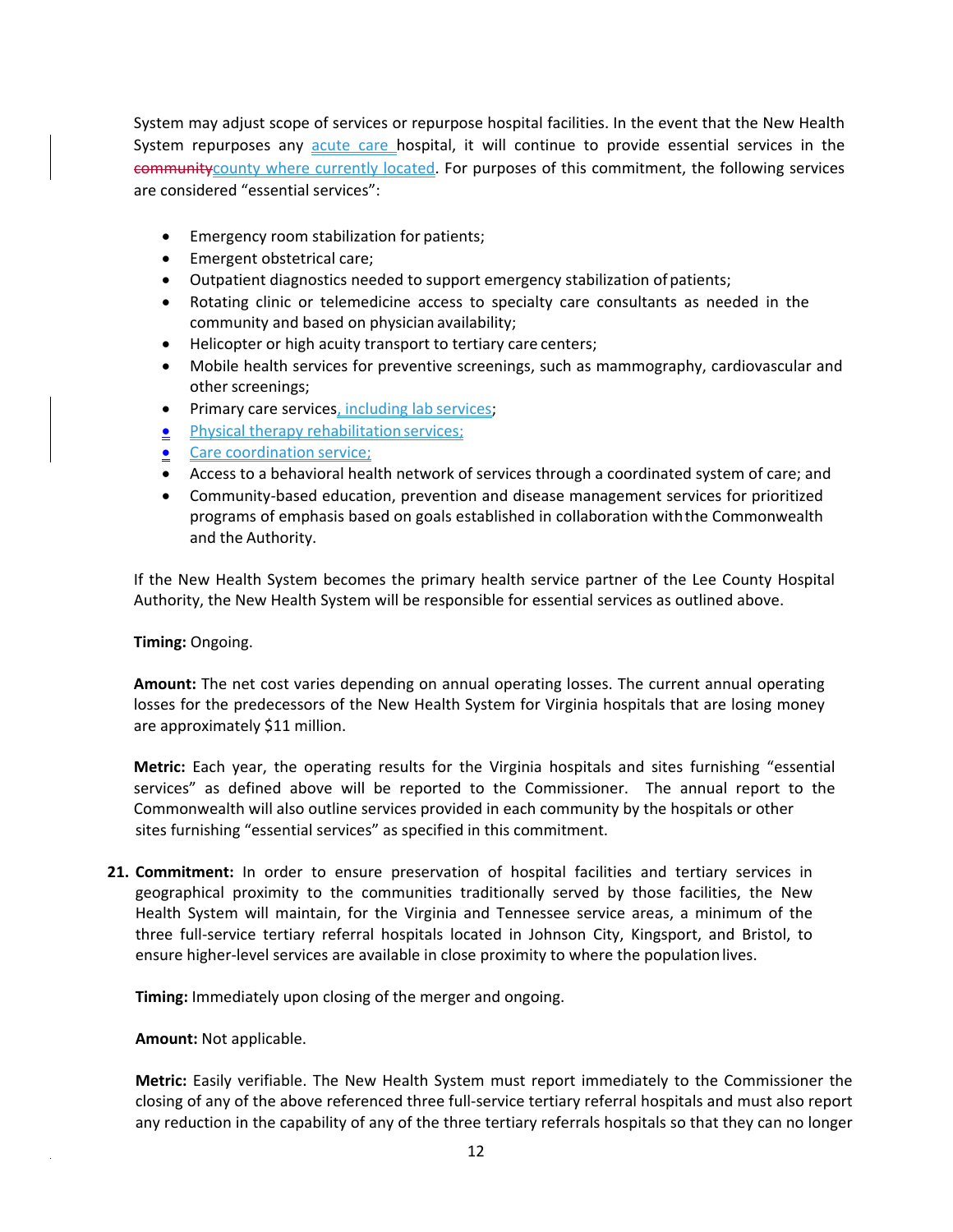System may adjust scope of services or repurpose hospital facilities. In the event that the New Health System repurposes any acute care hospital, it will continue to provide essential services in the ~~community~~county where currently located. For purposes of this commitment, the following services are considered "essential services":

- Emergency room stabilization for patients;
- Emergent obstetrical care;
- Outpatient diagnostics needed to support emergency stabilization of patients;
- Rotating clinic or telemedicine access to specialty care consultants as needed in the community and based on physician availability;
- Helicopter or high acuity transport to tertiary care centers;
- Mobile health services for preventive screenings, such as mammography, cardiovascular and other screenings;
- Primary care services, including lab services;
- Physical therapy rehabilitation services;
- Care coordination service;
- Access to a behavioral health network of services through a coordinated system of care; and
- Community-based education, prevention and disease management services for prioritized programs of emphasis based on goals established in collaboration with the Commonwealth and the Authority.

If the New Health System becomes the primary health service partner of the Lee County Hospital Authority, the New Health System will be responsible for essential services as outlined above.

**Timing:** Ongoing.

**Amount:** The net cost varies depending on annual operating losses. The current annual operating losses for the predecessors of the New Health System for Virginia hospitals that are losing money are approximately $11 million.

**Metric:** Each year, the operating results for the Virginia hospitals and sites furnishing "essential services" as defined above will be reported to the Commissioner. The annual report to the Commonwealth will also outline services provided in each community by the hospitals or other sites furnishing "essential services" as specified in this commitment.

**21. Commitment:** In order to ensure preservation of hospital facilities and tertiary services in geographical proximity to the communities traditionally served by those facilities, the New Health System will maintain, for the Virginia and Tennessee service areas, a minimum of the three full-service tertiary referral hospitals located in Johnson City, Kingsport, and Bristol, to ensure higher-level services are available in close proximity to where the population lives.

**Timing:** Immediately upon closing of the merger and ongoing.

**Amount:** Not applicable.

**Metric:** Easily verifiable. The New Health System must report immediately to the Commissioner the closing of any of the above referenced three full-service tertiary referral hospitals and must also report any reduction in the capability of any of the three tertiary referrals hospitals so that they can no longer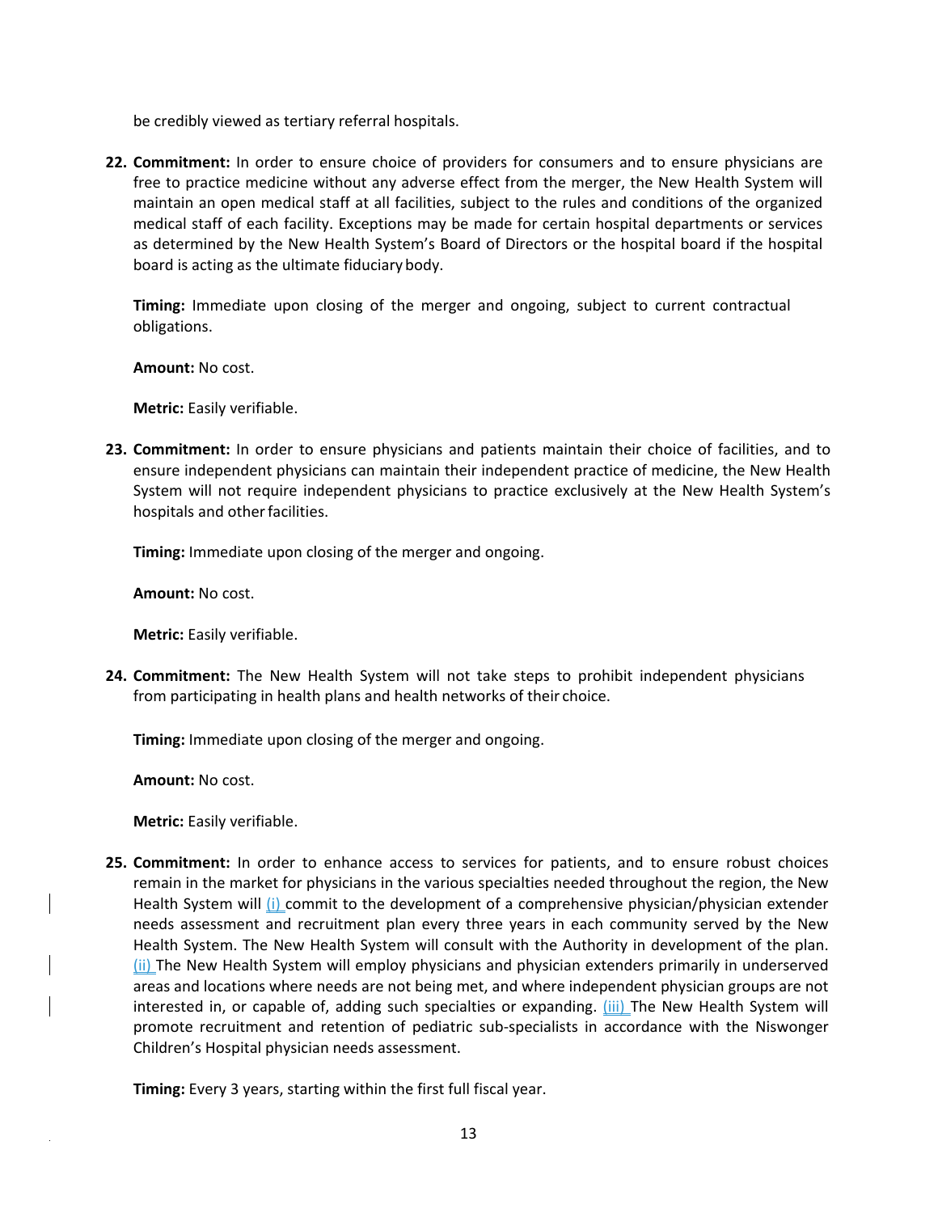be credibly viewed as tertiary referral hospitals.

22. **Commitment:** In order to ensure choice of providers for consumers and to ensure physicians are free to practice medicine without any adverse effect from the merger, the New Health System will maintain an open medical staff at all facilities, subject to the rules and conditions of the organized medical staff of each facility. Exceptions may be made for certain hospital departments or services as determined by the New Health System's Board of Directors or the hospital board if the hospital board is acting as the ultimate fiduciary body.

    **Timing:** Immediate upon closing of the merger and ongoing, subject to current contractual obligations.

    **Amount:** No cost.

    **Metric:** Easily verifiable.

23. **Commitment:** In order to ensure physicians and patients maintain their choice of facilities, and to ensure independent physicians can maintain their independent practice of medicine, the New Health System will not require independent physicians to practice exclusively at the New Health System's hospitals and other facilities.

    **Timing:** Immediate upon closing of the merger and ongoing.

    **Amount:** No cost.

    **Metric:** Easily verifiable.

24. **Commitment:** The New Health System will not take steps to prohibit independent physicians from participating in health plans and health networks of their choice.

    **Timing:** Immediate upon closing of the merger and ongoing.

    **Amount:** No cost.

    **Metric:** Easily verifiable.

25. **Commitment:** In order to enhance access to services for patients, and to ensure robust choices remain in the market for physicians in the various specialties needed throughout the region, the New Health System will (i) commit to the development of a comprehensive physician/physician extender needs assessment and recruitment plan every three years in each community served by the New Health System. The New Health System will consult with the Authority in development of the plan. (ii) The New Health System will employ physicians and physician extenders primarily in underserved areas and locations where needs are not being met, and where independent physician groups are not interested in, or capable of, adding such specialties or expanding. (iii) The New Health System will promote recruitment and retention of pediatric sub-specialists in accordance with the Niswonger Children's Hospital physician needs assessment.

    **Timing:** Every 3 years, starting within the first full fiscal year.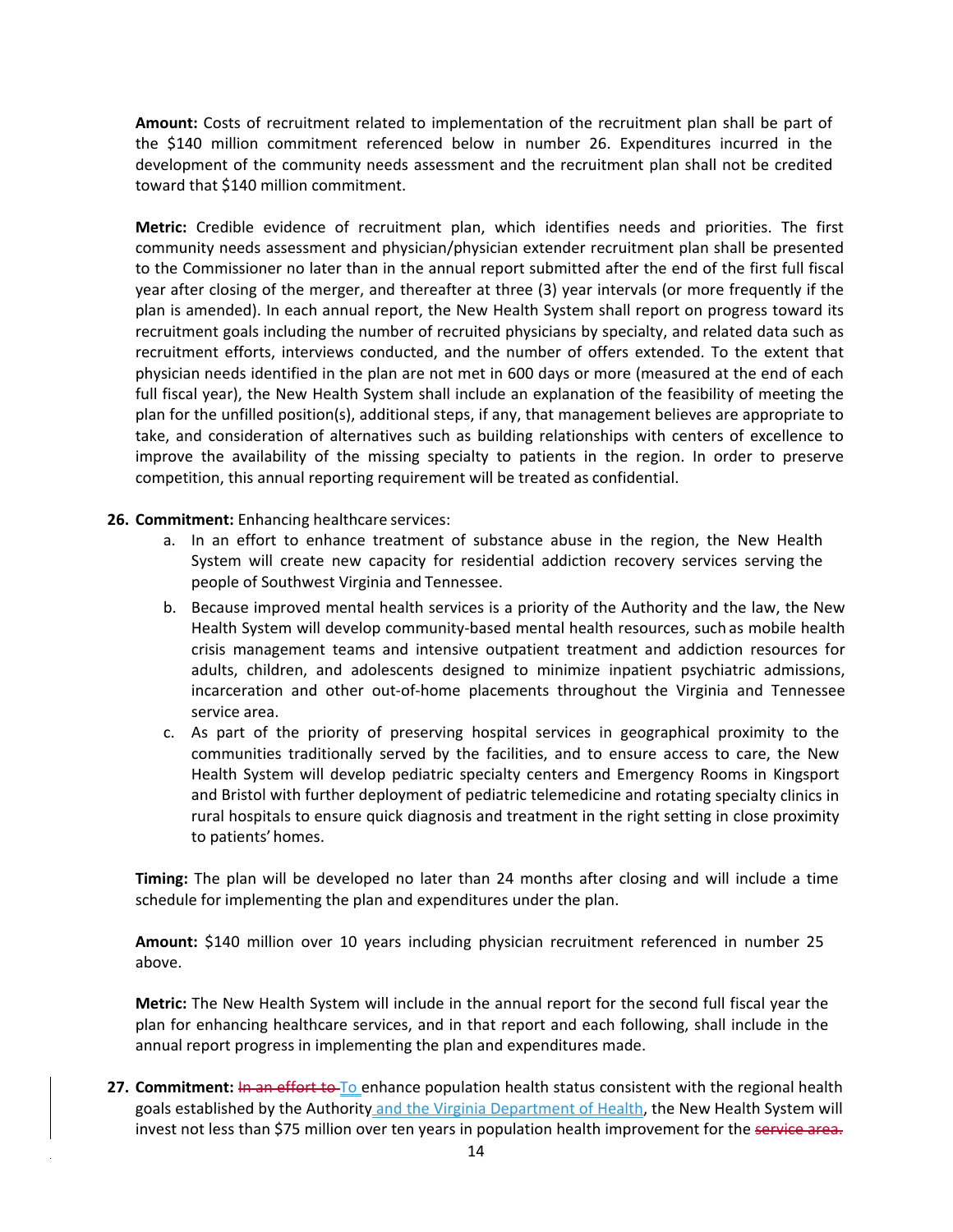**Amount:** Costs of recruitment related to implementation of the recruitment plan shall be part of the $140 million commitment referenced below in number 26. Expenditures incurred in the development of the community needs assessment and the recruitment plan shall not be credited toward that $140 million commitment.

**Metric:** Credible evidence of recruitment plan, which identifies needs and priorities. The first community needs assessment and physician/physician extender recruitment plan shall be presented to the Commissioner no later than in the annual report submitted after the end of the first full fiscal year after closing of the merger, and thereafter at three (3) year intervals (or more frequently if the plan is amended). In each annual report, the New Health System shall report on progress toward its recruitment goals including the number of recruited physicians by specialty, and related data such as recruitment efforts, interviews conducted, and the number of offers extended. To the extent that physician needs identified in the plan are not met in 600 days or more (measured at the end of each full fiscal year), the New Health System shall include an explanation of the feasibility of meeting the plan for the unfilled position(s), additional steps, if any, that management believes are appropriate to take, and consideration of alternatives such as building relationships with centers of excellence to improve the availability of the missing specialty to patients in the region. In order to preserve competition, this annual reporting requirement will be treated as confidential.

26. **Commitment:** Enhancing healthcare services:
    a. In an effort to enhance treatment of substance abuse in the region, the New Health System will create new capacity for residential addiction recovery services serving the people of Southwest Virginia and Tennessee.
    b. Because improved mental health services is a priority of the Authority and the law, the New Health System will develop community-based mental health resources, such as mobile health crisis management teams and intensive outpatient treatment and addiction resources for adults, children, and adolescents designed to minimize inpatient psychiatric admissions, incarceration and other out-of-home placements throughout the Virginia and Tennessee service area.
    c. As part of the priority of preserving hospital services in geographical proximity to the communities traditionally served by the facilities, and to ensure access to care, the New Health System will develop pediatric specialty centers and Emergency Rooms in Kingsport and Bristol with further deployment of pediatric telemedicine and rotating specialty clinics in rural hospitals to ensure quick diagnosis and treatment in the right setting in close proximity to patients' homes.

**Timing:** The plan will be developed no later than 24 months after closing and will include a time schedule for implementing the plan and expenditures under the plan.

**Amount:** $140 million over 10 years including physician recruitment referenced in number 25 above.

**Metric:** The New Health System will include in the annual report for the second full fiscal year the plan for enhancing healthcare services, and in that report and each following, shall include in the annual report progress in implementing the plan and expenditures made.

27. **Commitment:** ~~In an effort to~~ To enhance population health status consistent with the regional health goals established by the Authority and the Virginia Department of Health, the New Health System will invest not less than $75 million over ten years in population health improvement for the ~~service area.~~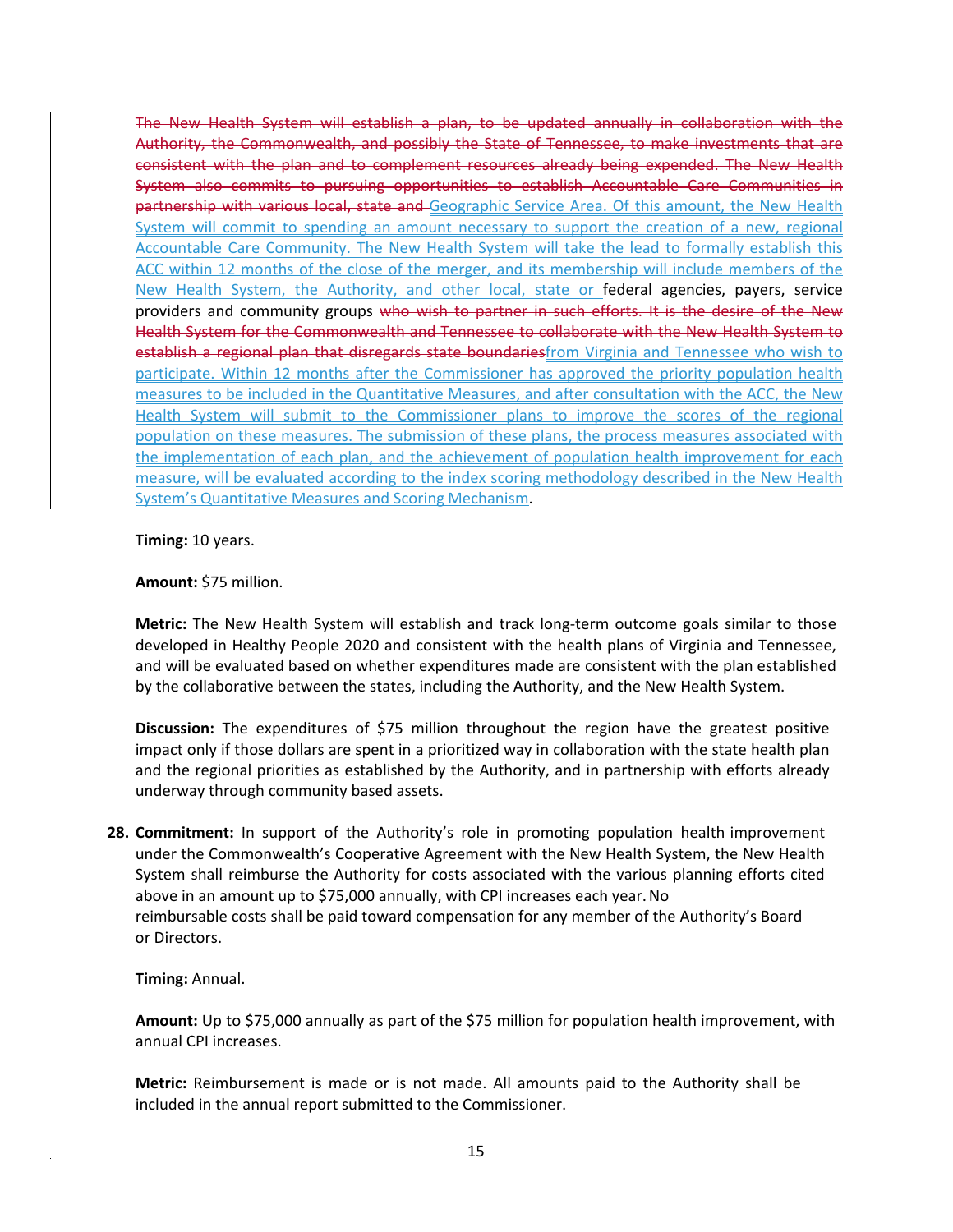~~The New Health System will establish a plan, to be updated annually in collaboration with the Authority, the Commonwealth, and possibly the State of Tennessee, to make investments that are consistent with the plan and to complement resources already being expended. The New Health System also commits to pursuing opportunities to establish Accountable Care Communities in partnership with various local, state and~~ <u>Geographic Service Area. Of this amount, the New Health System will commit to spending an amount necessary to support the creation of a new, regional Accountable Care Community. The New Health System will take the lead to formally establish this ACC within 12 months of the close of the merger, and its membership will include members of the New Health System, the Authority, and other local, state or</u> federal agencies, payers, service providers and community groups ~~who wish to partner in such efforts. It is the desire of the New Health System for the Commonwealth and Tennessee to collaborate with the New Health System to establish a regional plan that disregards state boundaries~~<u>from Virginia and Tennessee who wish to participate. Within 12 months after the Commissioner has approved the priority population health measures to be included in the Quantitative Measures, and after consultation with the ACC, the New Health System will submit to the Commissioner plans to improve the scores of the regional population on these measures. The submission of these plans, the process measures associated with the implementation of each plan, and the achievement of population health improvement for each measure, will be evaluated according to the index scoring methodology described in the New Health System's Quantitative Measures and Scoring Mechanism</u>.

**Timing:** 10 years.

**Amount:** $75 million.

**Metric:** The New Health System will establish and track long-term outcome goals similar to those developed in Healthy People 2020 and consistent with the health plans of Virginia and Tennessee, and will be evaluated based on whether expenditures made are consistent with the plan established by the collaborative between the states, including the Authority, and the New Health System.

**Discussion:** The expenditures of $75 million throughout the region have the greatest positive impact only if those dollars are spent in a prioritized way in collaboration with the state health plan and the regional priorities as established by the Authority, and in partnership with efforts already underway through community based assets.

28. **Commitment:** In support of the Authority's role in promoting population health improvement under the Commonwealth's Cooperative Agreement with the New Health System, the New Health System shall reimburse the Authority for costs associated with the various planning efforts cited above in an amount up to $75,000 annually, with CPI increases each year. No reimbursable costs shall be paid toward compensation for any member of the Authority's Board or Directors.

    **Timing:** Annual.

    **Amount:** Up to $75,000 annually as part of the $75 million for population health improvement, with annual CPI increases.

    **Metric:** Reimbursement is made or is not made. All amounts paid to the Authority shall be included in the annual report submitted to the Commissioner.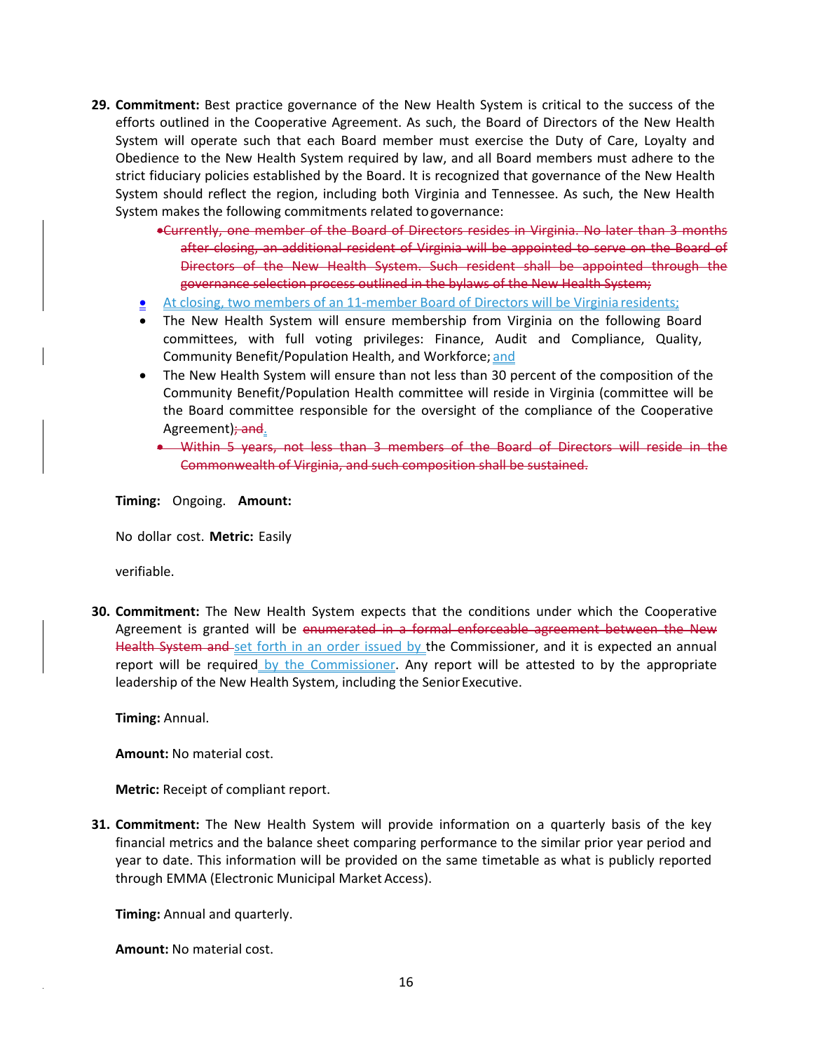29. **Commitment:** Best practice governance of the New Health System is critical to the success of the efforts outlined in the Cooperative Agreement. As such, the Board of Directors of the New Health System will operate such that each Board member must exercise the Duty of Care, Loyalty and Obedience to the New Health System required by law, and all Board members must adhere to the strict fiduciary policies established by the Board. It is recognized that governance of the New Health System should reflect the region, including both Virginia and Tennessee. As such, the New Health System makes the following commitments related to governance:

    - ~~Currently, one member of the Board of Directors resides in Virginia. No later than 3 months after closing, an additional resident of Virginia will be appointed to serve on the Board of Directors of the New Health System. Such resident shall be appointed through the governance selection process outlined in the bylaws of the New Health System;~~
    - At closing, two members of an 11-member Board of Directors will be Virginia residents;
    - The New Health System will ensure membership from Virginia on the following Board committees, with full voting privileges: Finance, Audit and Compliance, Quality, Community Benefit/Population Health, and Workforce; and
    - The New Health System will ensure than not less than 30 percent of the composition of the Community Benefit/Population Health committee will reside in Virginia (committee will be the Board committee responsible for the oversight of the compliance of the Cooperative Agreement)~~; and~~.
    - ~~Within 5 years, not less than 3 members of the Board of Directors will reside in the Commonwealth of Virginia, and such composition shall be sustained.~~

    **Timing:** Ongoing. **Amount:**

    No dollar cost. **Metric:** Easily

    verifiable.

30. **Commitment:** The New Health System expects that the conditions under which the Cooperative Agreement is granted will be ~~enumerated in a formal enforceable agreement between the New Health System and~~ set forth in an order issued by the Commissioner, and it is expected an annual report will be required by the Commissioner. Any report will be attested to by the appropriate leadership of the New Health System, including the Senior Executive.

    **Timing:** Annual.

    **Amount:** No material cost.

    **Metric:** Receipt of compliant report.

31. **Commitment:** The New Health System will provide information on a quarterly basis of the key financial metrics and the balance sheet comparing performance to the similar prior year period and year to date. This information will be provided on the same timetable as what is publicly reported through EMMA (Electronic Municipal Market Access).

    **Timing:** Annual and quarterly.

    **Amount:** No material cost.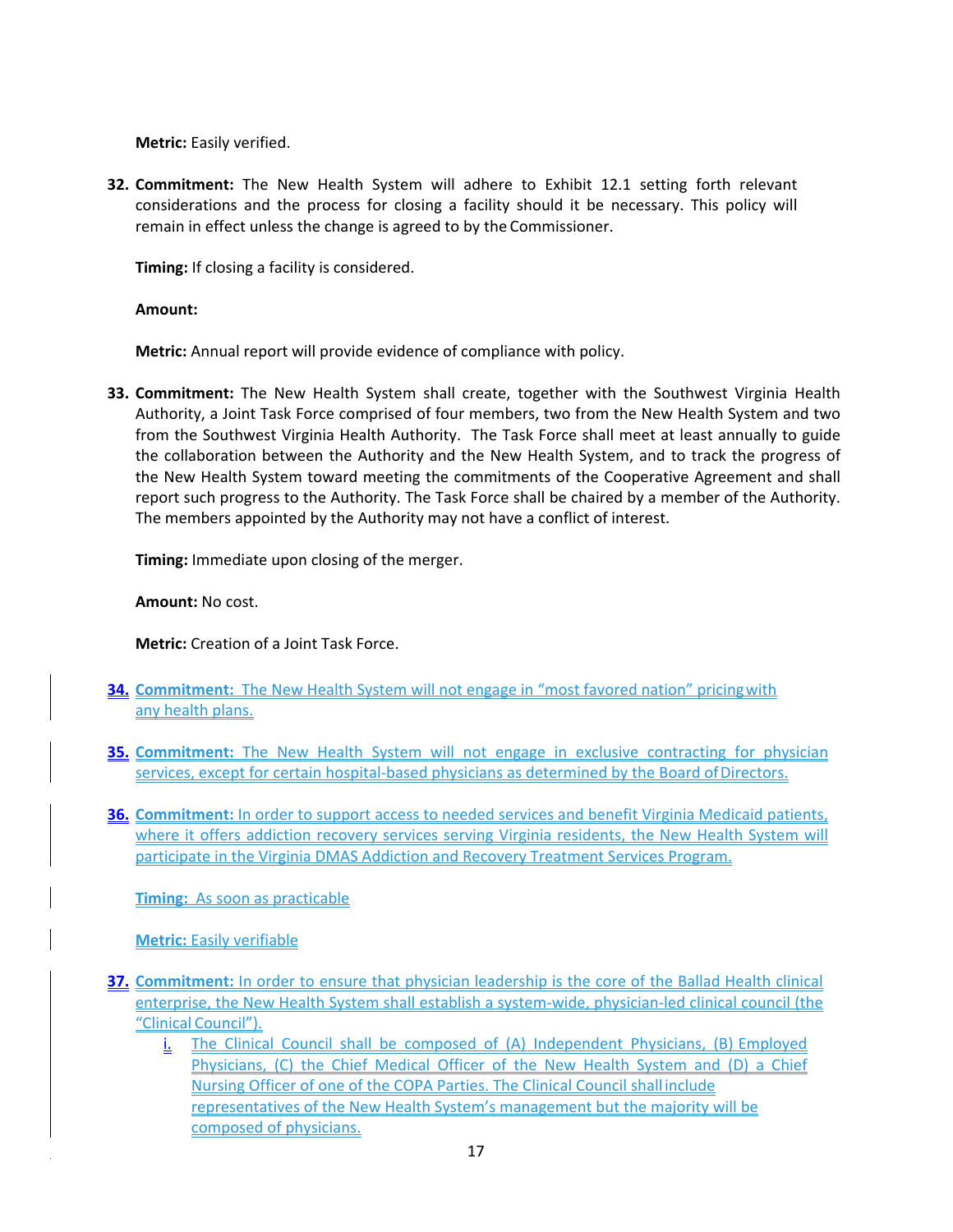**Metric:** Easily verified.

32. **Commitment:** The New Health System will adhere to Exhibit 12.1 setting forth relevant considerations and the process for closing a facility should it be necessary. This policy will remain in effect unless the change is agreed to by the Commissioner.

    **Timing:** If closing a facility is considered.

    **Amount:**

    **Metric:** Annual report will provide evidence of compliance with policy.

33. **Commitment:** The New Health System shall create, together with the Southwest Virginia Health Authority, a Joint Task Force comprised of four members, two from the New Health System and two from the Southwest Virginia Health Authority. The Task Force shall meet at least annually to guide the collaboration between the Authority and the New Health System, and to track the progress of the New Health System toward meeting the commitments of the Cooperative Agreement and shall report such progress to the Authority. The Task Force shall be chaired by a member of the Authority. The members appointed by the Authority may not have a conflict of interest.

    **Timing:** Immediate upon closing of the merger.

    **Amount:** No cost.

    **Metric:** Creation of a Joint Task Force.

34. **Commitment:** The New Health System will not engage in "most favored nation" pricing with any health plans.

35. **Commitment:** The New Health System will not engage in exclusive contracting for physician services, except for certain hospital-based physicians as determined by the Board of Directors.

36. **Commitment:** In order to support access to needed services and benefit Virginia Medicaid patients, where it offers addiction recovery services serving Virginia residents, the New Health System will participate in the Virginia DMAS Addiction and Recovery Treatment Services Program.

    **Timing:** As soon as practicable

    **Metric:** Easily verifiable

37. **Commitment:** In order to ensure that physician leadership is the core of the Ballad Health clinical enterprise, the New Health System shall establish a system-wide, physician-led clinical council (the "Clinical Council").
    i. The Clinical Council shall be composed of (A) Independent Physicians, (B) Employed Physicians, (C) the Chief Medical Officer of the New Health System and (D) a Chief Nursing Officer of one of the COPA Parties. The Clinical Council shall include representatives of the New Health System's management but the majority will be composed of physicians.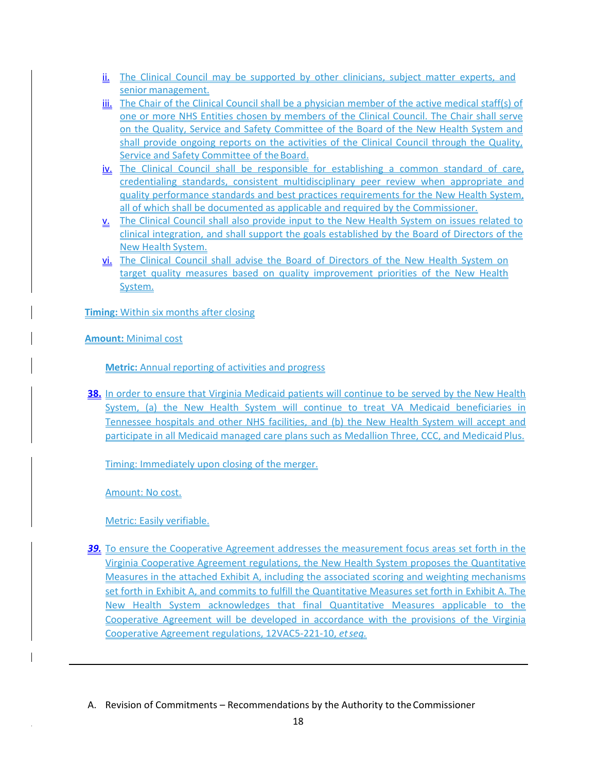ii. The Clinical Council may be supported by other clinicians, subject matter experts, and senior management.
iii. The Chair of the Clinical Council shall be a physician member of the active medical staff(s) of one or more NHS Entities chosen by members of the Clinical Council. The Chair shall serve on the Quality, Service and Safety Committee of the Board of the New Health System and shall provide ongoing reports on the activities of the Clinical Council through the Quality, Service and Safety Committee of the Board.
iv. The Clinical Council shall be responsible for establishing a common standard of care, credentialing standards, consistent multidisciplinary peer review when appropriate and quality performance standards and best practices requirements for the New Health System, all of which shall be documented as applicable and required by the Commissioner.
v. The Clinical Council shall also provide input to the New Health System on issues related to clinical integration, and shall support the goals established by the Board of Directors of the New Health System.
vi. The Clinical Council shall advise the Board of Directors of the New Health System on target quality measures based on quality improvement priorities of the New Health System.

**Timing:** Within six months after closing

**Amount:** Minimal cost

**Metric:** Annual reporting of activities and progress

**38.** In order to ensure that Virginia Medicaid patients will continue to be served by the New Health System, (a) the New Health System will continue to treat VA Medicaid beneficiaries in Tennessee hospitals and other NHS facilities, and (b) the New Health System will accept and participate in all Medicaid managed care plans such as Medallion Three, CCC, and Medicaid Plus.

Timing: Immediately upon closing of the merger.

Amount: No cost.

Metric: Easily verifiable.

***39.*** To ensure the Cooperative Agreement addresses the measurement focus areas set forth in the Virginia Cooperative Agreement regulations, the New Health System proposes the Quantitative Measures in the attached Exhibit A, including the associated scoring and weighting mechanisms set forth in Exhibit A, and commits to fulfill the Quantitative Measures set forth in Exhibit A. The New Health System acknowledges that final Quantitative Measures applicable to the Cooperative Agreement will be developed in accordance with the provisions of the Virginia Cooperative Agreement regulations, 12VAC5-221-10, *et seq.*

---

A. Revision of Commitments – Recommendations by the Authority to the Commissioner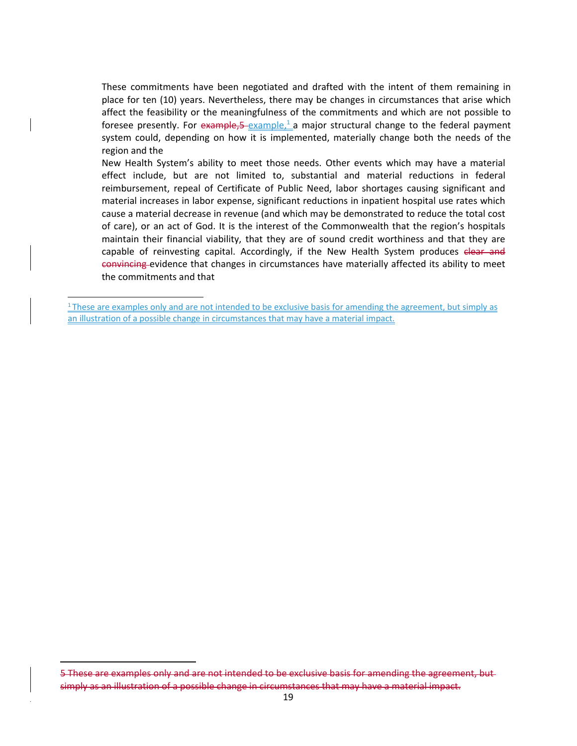These commitments have been negotiated and drafted with the intent of them remaining in place for ten (10) years. Nevertheless, there may be changes in circumstances that arise which affect the feasibility or the meaningfulness of the commitments and which are not possible to foresee presently. For ~~example,5~~ example,[1] a major structural change to the federal payment system could, depending on how it is implemented, materially change both the needs of the region and the New Health System's ability to meet those needs. Other events which may have a material effect include, but are not limited to, substantial and material reductions in federal reimbursement, repeal of Certificate of Public Need, labor shortages causing significant and material increases in labor expense, significant reductions in inpatient hospital use rates which cause a material decrease in revenue (and which may be demonstrated to reduce the total cost of care), or an act of God. It is the interest of the Commonwealth that the region's hospitals maintain their financial viability, that they are of sound credit worthiness and that they are capable of reinvesting capital. Accordingly, if the New Health System produces ~~clear and convincing~~ evidence that changes in circumstances have materially affected its ability to meet the commitments and that

[1] These are examples only and are not intended to be exclusive basis for amending the agreement, but simply as an illustration of a possible change in circumstances that may have a material impact.

~~5 These are examples only and are not intended to be exclusive basis for amending the agreement, but simply as an illustration of a possible change in circumstances that may have a material impact.~~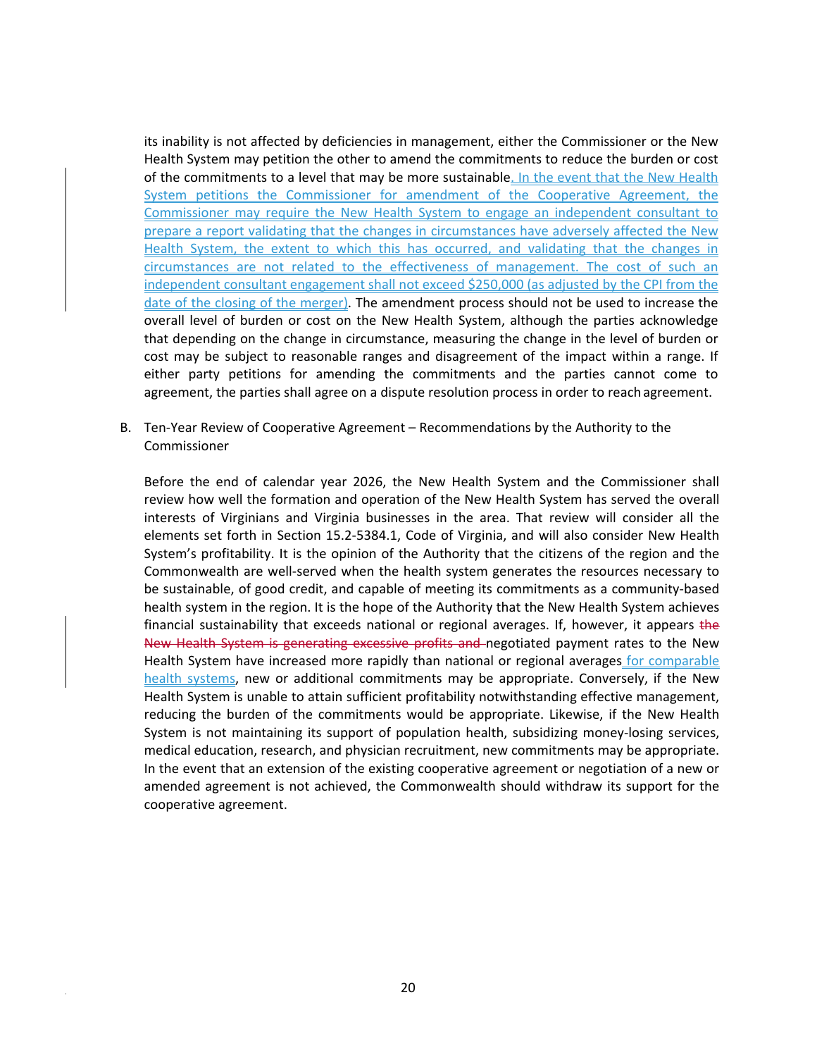its inability is not affected by deficiencies in management, either the Commissioner or the New Health System may petition the other to amend the commitments to reduce the burden or cost of the commitments to a level that may be more sustainable. In the event that the New Health System petitions the Commissioner for amendment of the Cooperative Agreement, the Commissioner may require the New Health System to engage an independent consultant to prepare a report validating that the changes in circumstances have adversely affected the New Health System, the extent to which this has occurred, and validating that the changes in circumstances are not related to the effectiveness of management. The cost of such an independent consultant engagement shall not exceed $250,000 (as adjusted by the CPI from the date of the closing of the merger). The amendment process should not be used to increase the overall level of burden or cost on the New Health System, although the parties acknowledge that depending on the change in circumstance, measuring the change in the level of burden or cost may be subject to reasonable ranges and disagreement of the impact within a range. If either party petitions for amending the commitments and the parties cannot come to agreement, the parties shall agree on a dispute resolution process in order to reach agreement.

B. Ten-Year Review of Cooperative Agreement – Recommendations by the Authority to the Commissioner

Before the end of calendar year 2026, the New Health System and the Commissioner shall review how well the formation and operation of the New Health System has served the overall interests of Virginians and Virginia businesses in the area. That review will consider all the elements set forth in Section 15.2-5384.1, Code of Virginia, and will also consider New Health System's profitability. It is the opinion of the Authority that the citizens of the region and the Commonwealth are well-served when the health system generates the resources necessary to be sustainable, of good credit, and capable of meeting its commitments as a community-based health system in the region. It is the hope of the Authority that the New Health System achieves financial sustainability that exceeds national or regional averages. If, however, it appears ~~the New Health System is generating excessive profits and~~ negotiated payment rates to the New Health System have increased more rapidly than national or regional averages for comparable health systems, new or additional commitments may be appropriate. Conversely, if the New Health System is unable to attain sufficient profitability notwithstanding effective management, reducing the burden of the commitments would be appropriate. Likewise, if the New Health System is not maintaining its support of population health, subsidizing money-losing services, medical education, research, and physician recruitment, new commitments may be appropriate. In the event that an extension of the existing cooperative agreement or negotiation of a new or amended agreement is not achieved, the Commonwealth should withdraw its support for the cooperative agreement.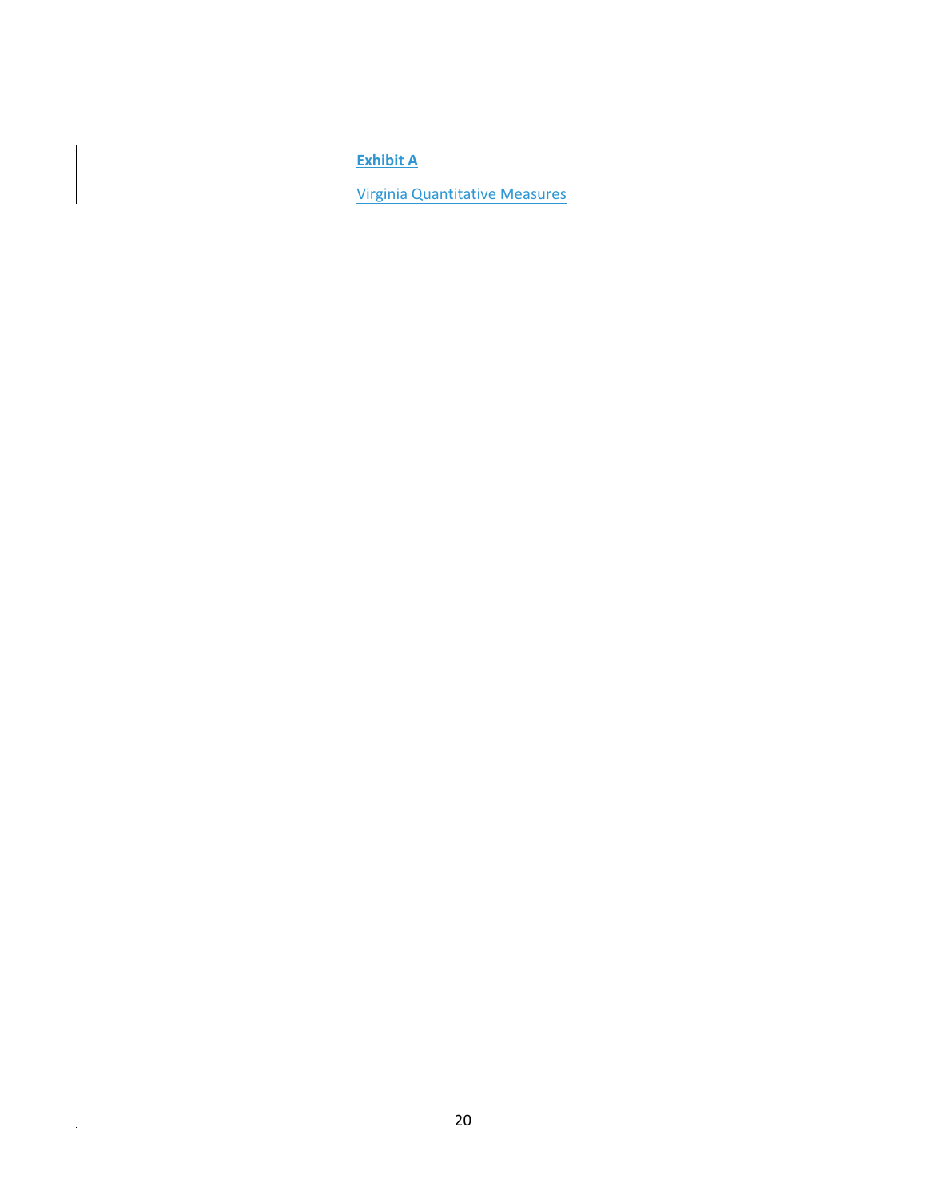**Exhibit A**

Virginia Quantitative Measures